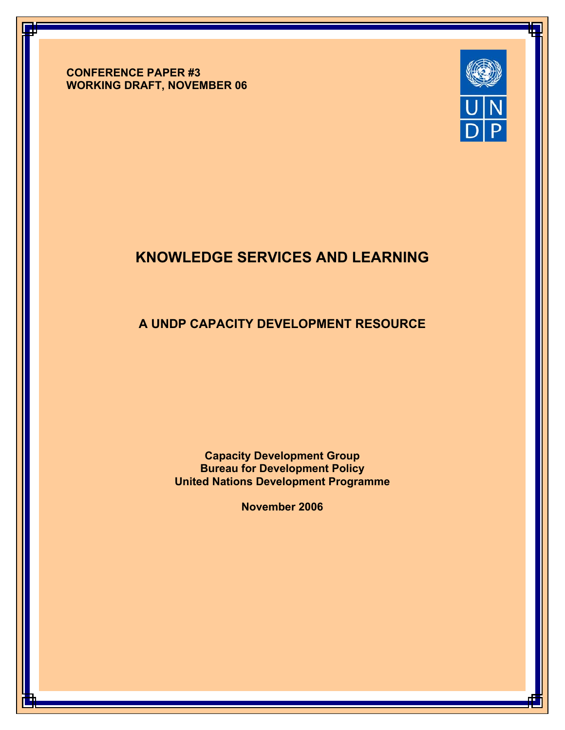**CONFERENCE PAPER #3**
**WORKING DRAFT, NOVEMBER 06**

# KNOWLEDGE SERVICES AND LEARNING

## A UNDP CAPACITY DEVELOPMENT RESOURCE

**Capacity Development Group**
**Bureau for Development Policy**
**United Nations Development Programme**

**November 2006**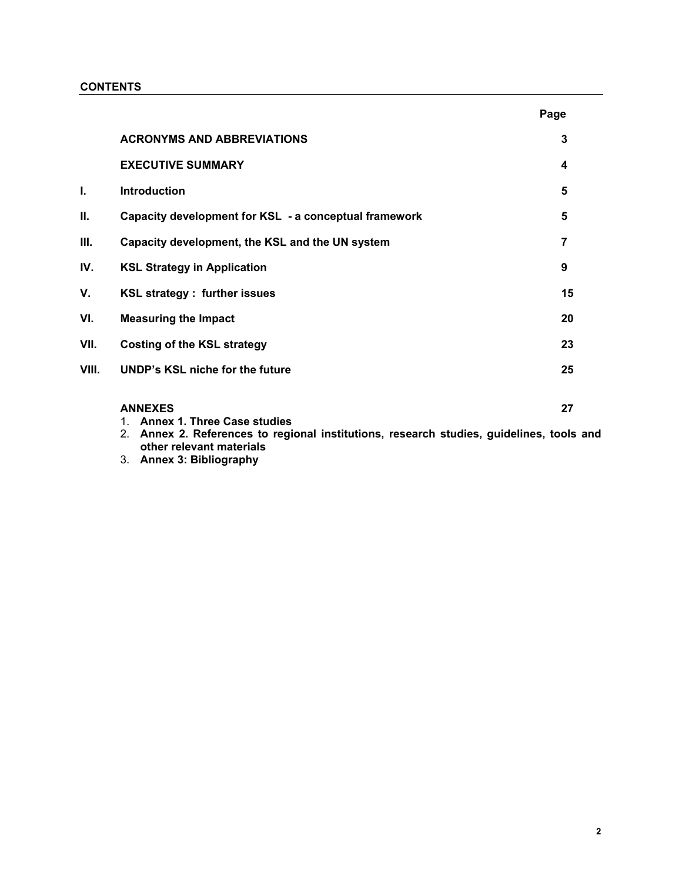## CONTENTS

| | | Page |
|---|---|---|
| | **ACRONYMS AND ABBREVIATIONS** | **3** |
| | **EXECUTIVE SUMMARY** | **4** |
| **I.** | **Introduction** | **5** |
| **II.** | **Capacity development for KSL - a conceptual framework** | **5** |
| **III.** | **Capacity development, the KSL and the UN system** | **7** |
| **IV.** | **KSL Strategy in Application** | **9** |
| **V.** | **KSL strategy : further issues** | **15** |
| **VI.** | **Measuring the Impact** | **20** |
| **VII.** | **Costing of the KSL strategy** | **23** |
| **VIII.** | **UNDP's KSL niche for the future** | **25** |
| | **ANNEXES** | **27** |

1. **Annex 1. Three Case studies**
2. **Annex 2. References to regional institutions, research studies, guidelines, tools and other relevant materials**
3. **Annex 3: Bibliography**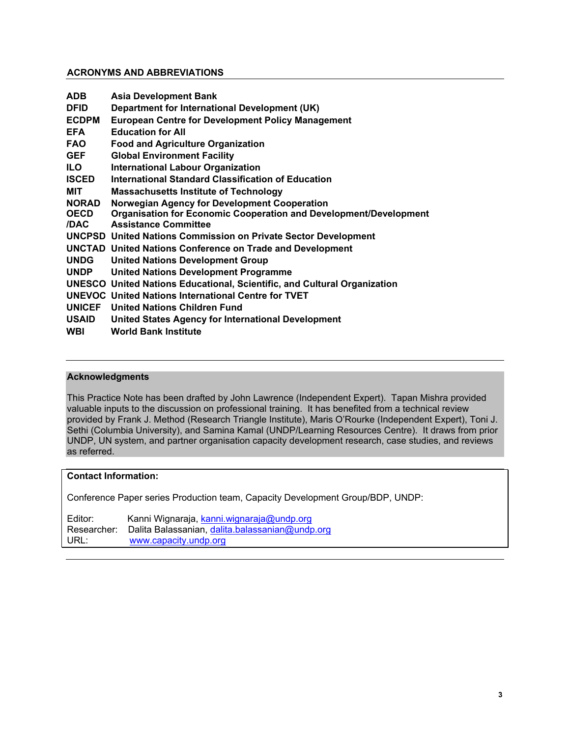## ACRONYMS AND ABBREVIATIONS

| | |
|---|---|
| **ADB** | **Asia Development Bank** |
| **DFID** | **Department for International Development (UK)** |
| **ECDPM** | **European Centre for Development Policy Management** |
| **EFA** | **Education for All** |
| **FAO** | **Food and Agriculture Organization** |
| **GEF** | **Global Environment Facility** |
| **ILO** | **International Labour Organization** |
| **ISCED** | **International Standard Classification of Education** |
| **MIT** | **Massachusetts Institute of Technology** |
| **NORAD** | **Norwegian Agency for Development Cooperation** |
| **OECD /DAC** | **Organisation for Economic Cooperation and Development/Development Assistance Committee** |
| **UNCPSD** | **United Nations Commission on Private Sector Development** |
| **UNCTAD** | **United Nations Conference on Trade and Development** |
| **UNDG** | **United Nations Development Group** |
| **UNDP** | **United Nations Development Programme** |
| **UNESCO** | **United Nations Educational, Scientific, and Cultural Organization** |
| **UNEVOC** | **United Nations International Centre for TVET** |
| **UNICEF** | **United Nations Children Fund** |
| **USAID** | **United States Agency for International Development** |
| **WBI** | **World Bank Institute** |

---

**Acknowledgments**

This Practice Note has been drafted by John Lawrence (Independent Expert). Tapan Mishra provided valuable inputs to the discussion on professional training. It has benefited from a technical review provided by Frank J. Method (Research Triangle Institute), Maris O'Rourke (Independent Expert), Toni J. Sethi (Columbia University), and Samina Kamal (UNDP/Learning Resources Centre). It draws from prior UNDP, UN system, and partner organisation capacity development research, case studies, and reviews as referred.

**Contact Information:**

Conference Paper series Production team, Capacity Development Group/BDP, UNDP:

Editor: Kanni Wignaraja, kanni.wignaraja@undp.org
Researcher: Dalita Balassanian, dalita.balassanian@undp.org
URL: www.capacity.undp.org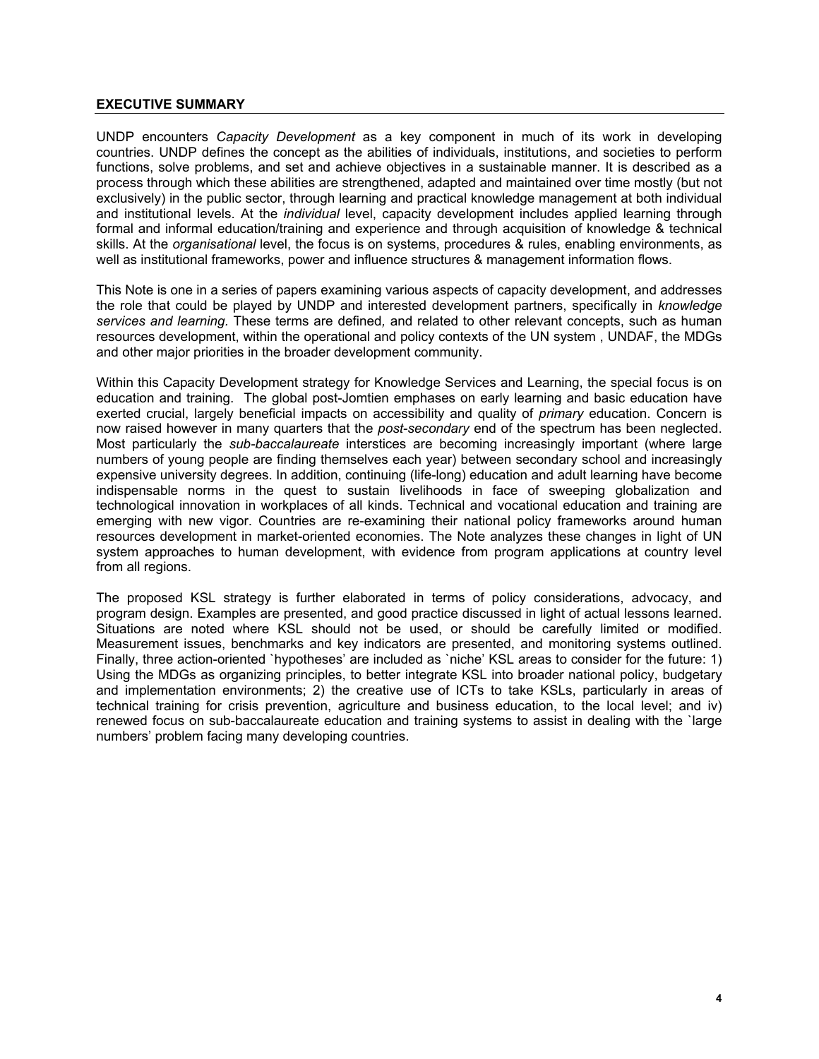## EXECUTIVE SUMMARY

UNDP encounters *Capacity Development* as a key component in much of its work in developing countries. UNDP defines the concept as the abilities of individuals, institutions, and societies to perform functions, solve problems, and set and achieve objectives in a sustainable manner. It is described as a process through which these abilities are strengthened, adapted and maintained over time mostly (but not exclusively) in the public sector, through learning and practical knowledge management at both individual and institutional levels. At the *individual* level, capacity development includes applied learning through formal and informal education/training and experience and through acquisition of knowledge & technical skills. At the *organisational* level, the focus is on systems, procedures & rules, enabling environments, as well as institutional frameworks, power and influence structures & management information flows.

This Note is one in a series of papers examining various aspects of capacity development, and addresses the role that could be played by UNDP and interested development partners, specifically in *knowledge services and learning.* These terms are defined, and related to other relevant concepts, such as human resources development, within the operational and policy contexts of the UN system , UNDAF, the MDGs and other major priorities in the broader development community.

Within this Capacity Development strategy for Knowledge Services and Learning, the special focus is on education and training. The global post-Jomtien emphases on early learning and basic education have exerted crucial, largely beneficial impacts on accessibility and quality of *primary* education. Concern is now raised however in many quarters that the *post-secondary* end of the spectrum has been neglected. Most particularly the *sub-baccalaureate* interstices are becoming increasingly important (where large numbers of young people are finding themselves each year) between secondary school and increasingly expensive university degrees. In addition, continuing (life-long) education and adult learning have become indispensable norms in the quest to sustain livelihoods in face of sweeping globalization and technological innovation in workplaces of all kinds. Technical and vocational education and training are emerging with new vigor. Countries are re-examining their national policy frameworks around human resources development in market-oriented economies. The Note analyzes these changes in light of UN system approaches to human development, with evidence from program applications at country level from all regions.

The proposed KSL strategy is further elaborated in terms of policy considerations, advocacy, and program design. Examples are presented, and good practice discussed in light of actual lessons learned. Situations are noted where KSL should not be used, or should be carefully limited or modified. Measurement issues, benchmarks and key indicators are presented, and monitoring systems outlined. Finally, three action-oriented `hypotheses' are included as `niche' KSL areas to consider for the future: 1) Using the MDGs as organizing principles, to better integrate KSL into broader national policy, budgetary and implementation environments; 2) the creative use of ICTs to take KSLs, particularly in areas of technical training for crisis prevention, agriculture and business education, to the local level; and iv) renewed focus on sub-baccalaureate education and training systems to assist in dealing with the `large numbers' problem facing many developing countries.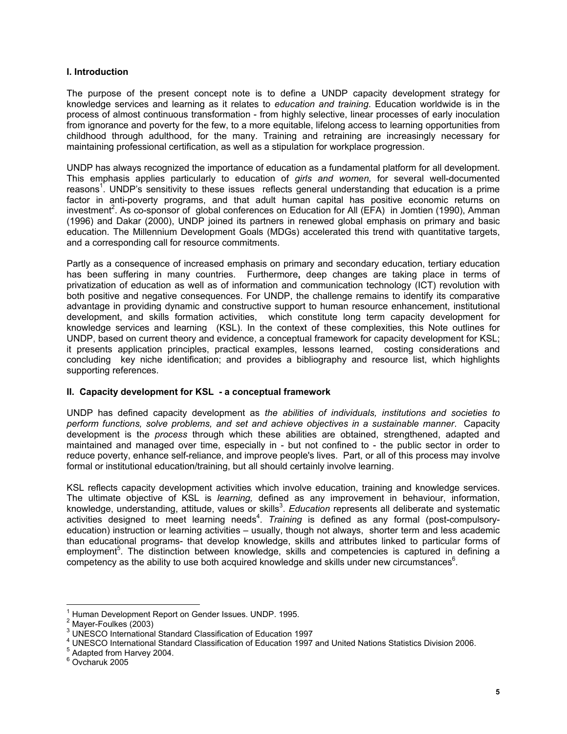## I. Introduction

The purpose of the present concept note is to define a UNDP capacity development strategy for knowledge services and learning as it relates to *education and training*. Education worldwide is in the process of almost continuous transformation - from highly selective, linear processes of early inoculation from ignorance and poverty for the few, to a more equitable, lifelong access to learning opportunities from childhood through adulthood, for the many. Training and retraining are increasingly necessary for maintaining professional certification, as well as a stipulation for workplace progression.

UNDP has always recognized the importance of education as a fundamental platform for all development. This emphasis applies particularly to education of *girls and women,* for several well-documented reasons[1]. UNDP's sensitivity to these issues reflects general understanding that education is a prime factor in anti-poverty programs, and that adult human capital has positive economic returns on investment[2]. As co-sponsor of global conferences on Education for All (EFA) in Jomtien (1990), Amman (1996) and Dakar (2000), UNDP joined its partners in renewed global emphasis on primary and basic education. The Millennium Development Goals (MDGs) accelerated this trend with quantitative targets, and a corresponding call for resource commitments.

Partly as a consequence of increased emphasis on primary and secondary education, tertiary education has been suffering in many countries. Furthermore**,** deep changes are taking place in terms of privatization of education as well as of information and communication technology (ICT) revolution with both positive and negative consequences. For UNDP, the challenge remains to identify its comparative advantage in providing dynamic and constructive support to human resource enhancement, institutional development, and skills formation activities, which constitute long term capacity development for knowledge services and learning (KSL). In the context of these complexities, this Note outlines for UNDP, based on current theory and evidence, a conceptual framework for capacity development for KSL; it presents application principles, practical examples, lessons learned, costing considerations and concluding key niche identification; and provides a bibliography and resource list, which highlights supporting references.

## II. Capacity development for KSL - a conceptual framework

UNDP has defined capacity development as *the abilities of individuals, institutions and societies to perform functions, solve problems, and set and achieve objectives in a sustainable manner*. Capacity development is the *process* through which these abilities are obtained, strengthened, adapted and maintained and managed over time, especially in - but not confined to - the public sector in order to reduce poverty, enhance self-reliance, and improve people's lives. Part, or all of this process may involve formal or institutional education/training, but all should certainly involve learning.

KSL reflects capacity development activities which involve education, training and knowledge services. The ultimate objective of KSL is *learning,* defined as any improvement in behaviour, information, knowledge, understanding, attitude, values or skills[3]. *Education* represents all deliberate and systematic activities designed to meet learning needs[4]. *Training* is defined as any formal (post-compulsory-education) instruction or learning activities – usually, though not always, shorter term and less academic than educational programs- that develop knowledge, skills and attributes linked to particular forms of employment[5]. The distinction between knowledge, skills and competencies is captured in defining a competency as the ability to use both acquired knowledge and skills under new circumstances[6].

---

[1] Human Development Report on Gender Issues. UNDP. 1995.
[2] Mayer-Foulkes (2003)
[3] UNESCO International Standard Classification of Education 1997
[4] UNESCO International Standard Classification of Education 1997 and United Nations Statistics Division 2006.
[5] Adapted from Harvey 2004.
[6] Ovcharuk 2005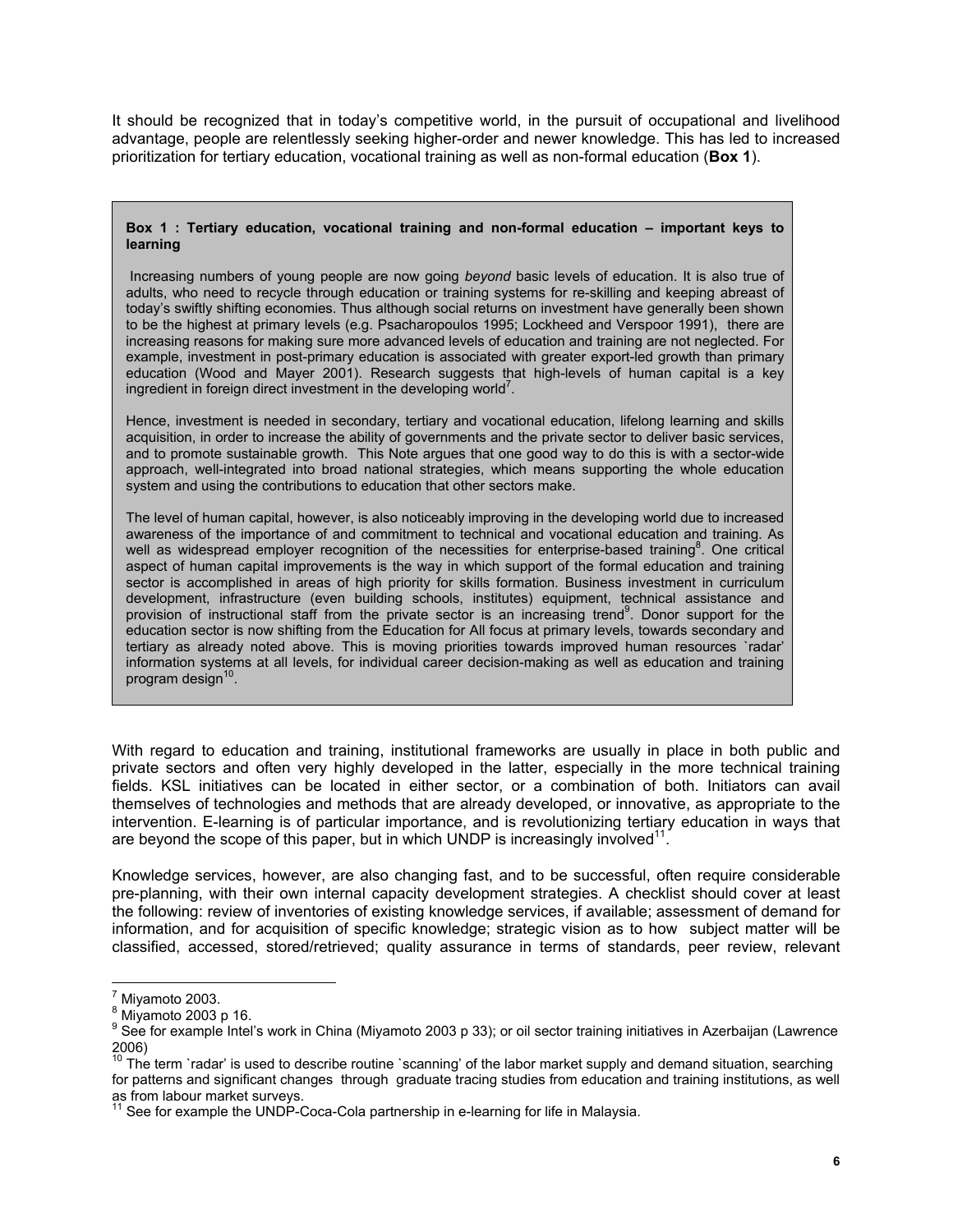It should be recognized that in today's competitive world, in the pursuit of occupational and livelihood advantage, people are relentlessly seeking higher-order and newer knowledge. This has led to increased prioritization for tertiary education, vocational training as well as non-formal education (**Box 1**).

**Box 1 : Tertiary education, vocational training and non-formal education – important keys to learning**

Increasing numbers of young people are now going *beyond* basic levels of education. It is also true of adults, who need to recycle through education or training systems for re-skilling and keeping abreast of today's swiftly shifting economies. Thus although social returns on investment have generally been shown to be the highest at primary levels (e.g. Psacharopoulos 1995; Lockheed and Verspoor 1991), there are increasing reasons for making sure more advanced levels of education and training are not neglected. For example, investment in post-primary education is associated with greater export-led growth than primary education (Wood and Mayer 2001). Research suggests that high-levels of human capital is a key ingredient in foreign direct investment in the developing world[7].

Hence, investment is needed in secondary, tertiary and vocational education, lifelong learning and skills acquisition, in order to increase the ability of governments and the private sector to deliver basic services, and to promote sustainable growth. This Note argues that one good way to do this is with a sector-wide approach, well-integrated into broad national strategies, which means supporting the whole education system and using the contributions to education that other sectors make.

The level of human capital, however, is also noticeably improving in the developing world due to increased awareness of the importance of and commitment to technical and vocational education and training. As well as widespread employer recognition of the necessities for enterprise-based training[8]. One critical aspect of human capital improvements is the way in which support of the formal education and training sector is accomplished in areas of high priority for skills formation. Business investment in curriculum development, infrastructure (even building schools, institutes) equipment, technical assistance and provision of instructional staff from the private sector is an increasing trend[9]. Donor support for the education sector is now shifting from the Education for All focus at primary levels, towards secondary and tertiary as already noted above. This is moving priorities towards improved human resources `radar' information systems at all levels, for individual career decision-making as well as education and training program design[10].

With regard to education and training, institutional frameworks are usually in place in both public and private sectors and often very highly developed in the latter, especially in the more technical training fields. KSL initiatives can be located in either sector, or a combination of both. Initiators can avail themselves of technologies and methods that are already developed, or innovative, as appropriate to the intervention. E-learning is of particular importance, and is revolutionizing tertiary education in ways that are beyond the scope of this paper, but in which UNDP is increasingly involved[11].

Knowledge services, however, are also changing fast, and to be successful, often require considerable pre-planning, with their own internal capacity development strategies. A checklist should cover at least the following: review of inventories of existing knowledge services, if available; assessment of demand for information, and for acquisition of specific knowledge; strategic vision as to how subject matter will be classified, accessed, stored/retrieved; quality assurance in terms of standards, peer review, relevant

---

[7] Miyamoto 2003.

[8] Miyamoto 2003 p 16.

[9] See for example Intel's work in China (Miyamoto 2003 p 33); or oil sector training initiatives in Azerbaijan (Lawrence 2006)

[10] The term `radar' is used to describe routine `scanning' of the labor market supply and demand situation, searching for patterns and significant changes through graduate tracing studies from education and training institutions, as well as from labour market surveys.

[11] See for example the UNDP-Coca-Cola partnership in e-learning for life in Malaysia.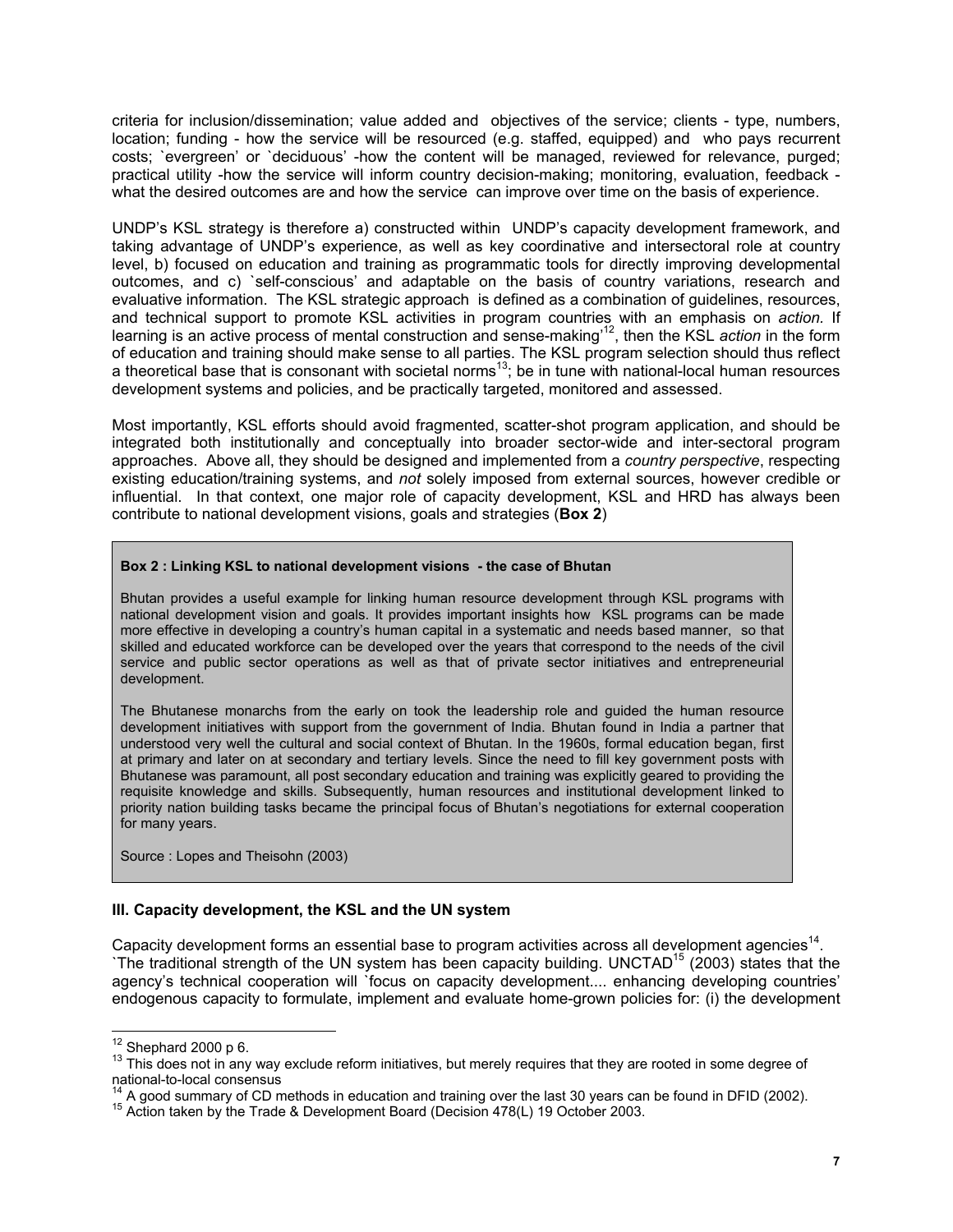criteria for inclusion/dissemination; value added and objectives of the service; clients - type, numbers, location; funding - how the service will be resourced (e.g. staffed, equipped) and who pays recurrent costs; `evergreen' or `deciduous' -how the content will be managed, reviewed for relevance, purged; practical utility -how the service will inform country decision-making; monitoring, evaluation, feedback - what the desired outcomes are and how the service can improve over time on the basis of experience.

UNDP's KSL strategy is therefore a) constructed within UNDP's capacity development framework, and taking advantage of UNDP's experience, as well as key coordinative and intersectoral role at country level, b) focused on education and training as programmatic tools for directly improving developmental outcomes, and c) `self-conscious' and adaptable on the basis of country variations, research and evaluative information. The KSL strategic approach is defined as a combination of guidelines, resources, and technical support to promote KSL activities in program countries with an emphasis on *action.* If learning is an active process of mental construction and sense-making'[12], then the KSL *action* in the form of education and training should make sense to all parties. The KSL program selection should thus reflect a theoretical base that is consonant with societal norms[13]; be in tune with national-local human resources development systems and policies, and be practically targeted, monitored and assessed.

Most importantly, KSL efforts should avoid fragmented, scatter-shot program application, and should be integrated both institutionally and conceptually into broader sector-wide and inter-sectoral program approaches. Above all, they should be designed and implemented from a *country perspective*, respecting existing education/training systems, and *not* solely imposed from external sources, however credible or influential. In that context, one major role of capacity development, KSL and HRD has always been contribute to national development visions, goals and strategies (**Box 2**)

> **Box 2 : Linking KSL to national development visions - the case of Bhutan**
>
> Bhutan provides a useful example for linking human resource development through KSL programs with national development vision and goals. It provides important insights how KSL programs can be made more effective in developing a country's human capital in a systematic and needs based manner, so that skilled and educated workforce can be developed over the years that correspond to the needs of the civil service and public sector operations as well as that of private sector initiatives and entrepreneurial development.
>
> The Bhutanese monarchs from the early on took the leadership role and guided the human resource development initiatives with support from the government of India. Bhutan found in India a partner that understood very well the cultural and social context of Bhutan. In the 1960s, formal education began, first at primary and later on at secondary and tertiary levels. Since the need to fill key government posts with Bhutanese was paramount, all post secondary education and training was explicitly geared to providing the requisite knowledge and skills. Subsequently, human resources and institutional development linked to priority nation building tasks became the principal focus of Bhutan's negotiations for external cooperation for many years.
>
> Source : Lopes and Theisohn (2003)

### III. Capacity development, the KSL and the UN system

Capacity development forms an essential base to program activities across all development agencies[14]. `The traditional strength of the UN system has been capacity building. UNCTAD[15] (2003) states that the agency's technical cooperation will `focus on capacity development.... enhancing developing countries' endogenous capacity to formulate, implement and evaluate home-grown policies for: (i) the development

---

[12] Shephard 2000 p 6.

[13] This does not in any way exclude reform initiatives, but merely requires that they are rooted in some degree of national-to-local consensus

[14] A good summary of CD methods in education and training over the last 30 years can be found in DFID (2002).

[15] Action taken by the Trade & Development Board (Decision 478(L) 19 October 2003.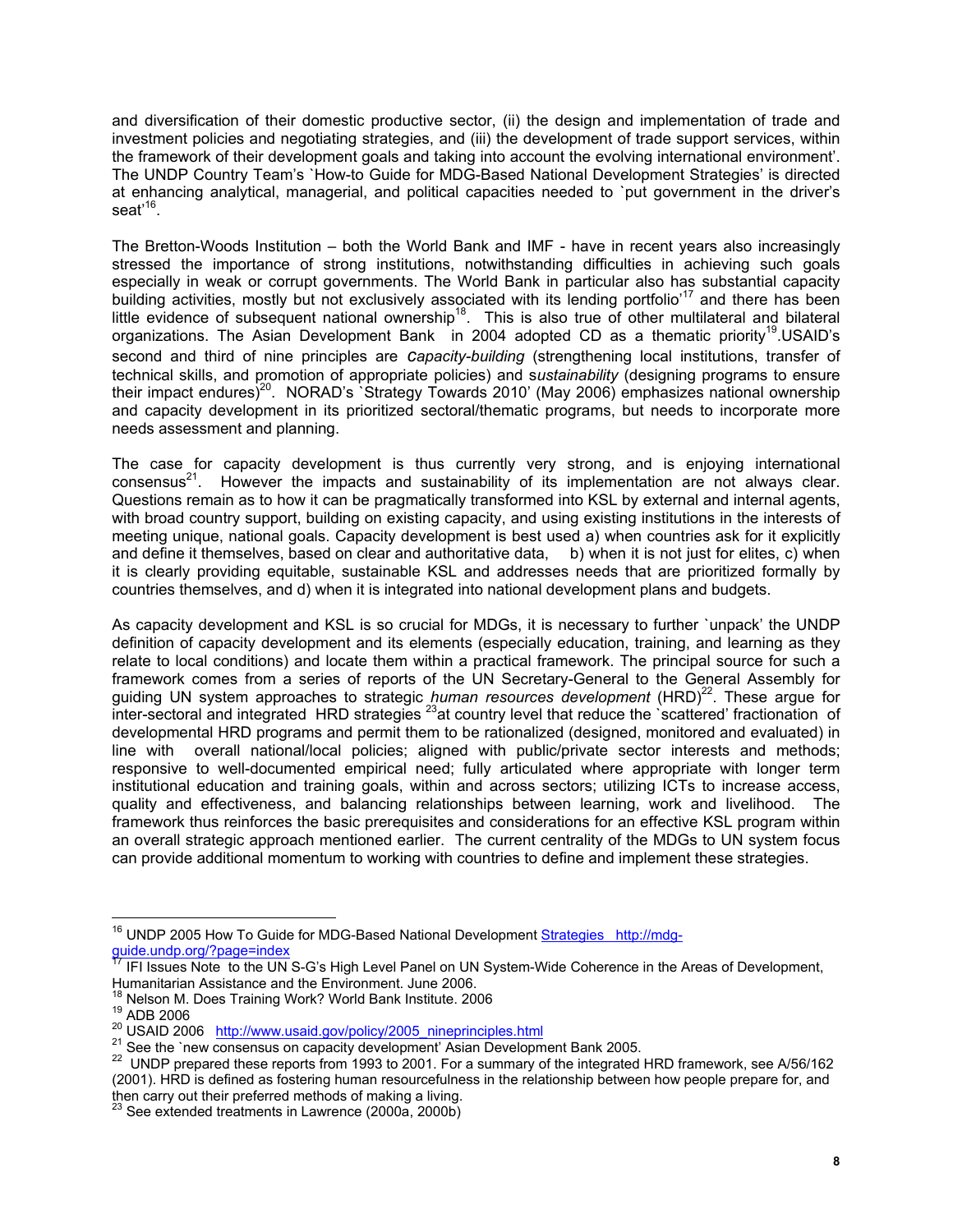and diversification of their domestic productive sector, (ii) the design and implementation of trade and investment policies and negotiating strategies, and (iii) the development of trade support services, within the framework of their development goals and taking into account the evolving international environment'. The UNDP Country Team's `How-to Guide for MDG-Based National Development Strategies' is directed at enhancing analytical, managerial, and political capacities needed to `put government in the driver's seat'[16].

The Bretton-Woods Institution – both the World Bank and IMF - have in recent years also increasingly stressed the importance of strong institutions, notwithstanding difficulties in achieving such goals especially in weak or corrupt governments. The World Bank in particular also has substantial capacity building activities, mostly but not exclusively associated with its lending portfolio'[17] and there has been little evidence of subsequent national ownership[18]. This is also true of other multilateral and bilateral organizations. The Asian Development Bank in 2004 adopted CD as a thematic priority[19].USAID's second and third of nine principles are *capacity-building* (strengthening local institutions, transfer of technical skills, and promotion of appropriate policies) and *sustainability* (designing programs to ensure their impact endures)[20]. NORAD's `Strategy Towards 2010' (May 2006) emphasizes national ownership and capacity development in its prioritized sectoral/thematic programs, but needs to incorporate more needs assessment and planning.

The case for capacity development is thus currently very strong, and is enjoying international consensus[21]. However the impacts and sustainability of its implementation are not always clear. Questions remain as to how it can be pragmatically transformed into KSL by external and internal agents, with broad country support, building on existing capacity, and using existing institutions in the interests of meeting unique, national goals. Capacity development is best used a) when countries ask for it explicitly and define it themselves, based on clear and authoritative data, b) when it is not just for elites, c) when it is clearly providing equitable, sustainable KSL and addresses needs that are prioritized formally by countries themselves, and d) when it is integrated into national development plans and budgets.

As capacity development and KSL is so crucial for MDGs, it is necessary to further `unpack' the UNDP definition of capacity development and its elements (especially education, training, and learning as they relate to local conditions) and locate them within a practical framework. The principal source for such a framework comes from a series of reports of the UN Secretary-General to the General Assembly for guiding UN system approaches to strategic *human resources development* (HRD)[22]. These argue for inter-sectoral and integrated HRD strategies [23]at country level that reduce the `scattered' fractionation of developmental HRD programs and permit them to be rationalized (designed, monitored and evaluated) in line with overall national/local policies; aligned with public/private sector interests and methods; responsive to well-documented empirical need; fully articulated where appropriate with longer term institutional education and training goals, within and across sectors; utilizing ICTs to increase access, quality and effectiveness, and balancing relationships between learning, work and livelihood. The framework thus reinforces the basic prerequisites and considerations for an effective KSL program within an overall strategic approach mentioned earlier. The current centrality of the MDGs to UN system focus can provide additional momentum to working with countries to define and implement these strategies.

---

[16] UNDP 2005 How To Guide for MDG-Based National Development Strategies http://mdg-guide.undp.org/?page=index

[17] IFI Issues Note to the UN S-G's High Level Panel on UN System-Wide Coherence in the Areas of Development, Humanitarian Assistance and the Environment. June 2006.

[18] Nelson M. Does Training Work? World Bank Institute. 2006

[19] ADB 2006

[20] USAID 2006 http://www.usaid.gov/policy/2005_nineprinciples.html

[21] See the `new consensus on capacity development' Asian Development Bank 2005.

[22] UNDP prepared these reports from 1993 to 2001. For a summary of the integrated HRD framework, see A/56/162 (2001). HRD is defined as fostering human resourcefulness in the relationship between how people prepare for, and then carry out their preferred methods of making a living.

[23] See extended treatments in Lawrence (2000a, 2000b)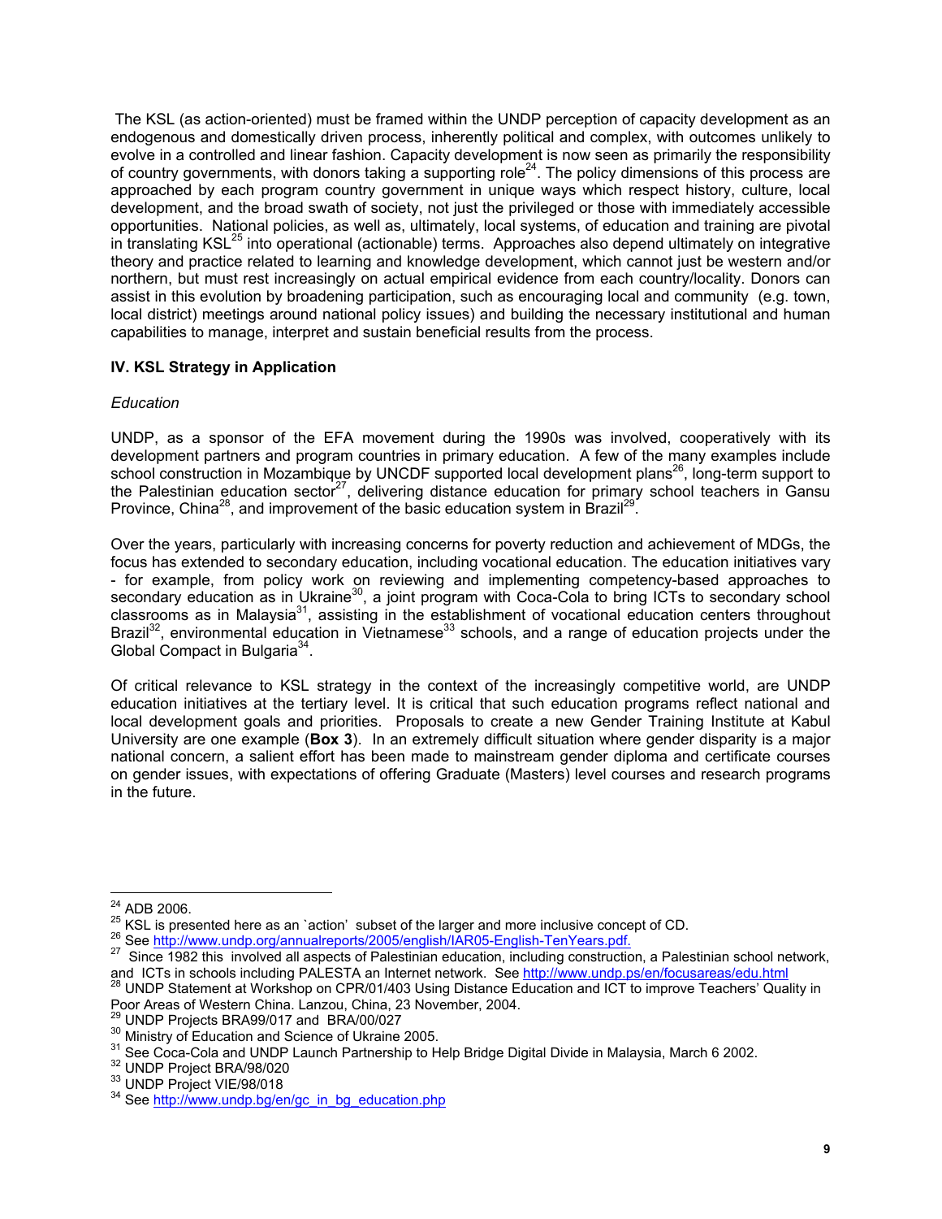The KSL (as action-oriented) must be framed within the UNDP perception of capacity development as an endogenous and domestically driven process, inherently political and complex, with outcomes unlikely to evolve in a controlled and linear fashion. Capacity development is now seen as primarily the responsibility of country governments, with donors taking a supporting role[24]. The policy dimensions of this process are approached by each program country government in unique ways which respect history, culture, local development, and the broad swath of society, not just the privileged or those with immediately accessible opportunities. National policies, as well as, ultimately, local systems, of education and training are pivotal in translating KSL[25] into operational (actionable) terms. Approaches also depend ultimately on integrative theory and practice related to learning and knowledge development, which cannot just be western and/or northern, but must rest increasingly on actual empirical evidence from each country/locality. Donors can assist in this evolution by broadening participation, such as encouraging local and community (e.g. town, local district) meetings around national policy issues) and building the necessary institutional and human capabilities to manage, interpret and sustain beneficial results from the process.

## IV. KSL Strategy in Application

*Education*

UNDP, as a sponsor of the EFA movement during the 1990s was involved, cooperatively with its development partners and program countries in primary education. A few of the many examples include school construction in Mozambique by UNCDF supported local development plans[26], long-term support to the Palestinian education sector[27], delivering distance education for primary school teachers in Gansu Province, China[28], and improvement of the basic education system in Brazil[29].

Over the years, particularly with increasing concerns for poverty reduction and achievement of MDGs, the focus has extended to secondary education, including vocational education. The education initiatives vary - for example, from policy work on reviewing and implementing competency-based approaches to secondary education as in Ukraine[30], a joint program with Coca-Cola to bring ICTs to secondary school classrooms as in Malaysia[31], assisting in the establishment of vocational education centers throughout Brazil[32], environmental education in Vietnamese[33] schools, and a range of education projects under the Global Compact in Bulgaria[34].

Of critical relevance to KSL strategy in the context of the increasingly competitive world, are UNDP education initiatives at the tertiary level. It is critical that such education programs reflect national and local development goals and priorities. Proposals to create a new Gender Training Institute at Kabul University are one example (**Box 3**). In an extremely difficult situation where gender disparity is a major national concern, a salient effort has been made to mainstream gender diploma and certificate courses on gender issues, with expectations of offering Graduate (Masters) level courses and research programs in the future.

---

[24] ADB 2006.

[25] KSL is presented here as an `action' subset of the larger and more inclusive concept of CD.

[26] See http://www.undp.org/annualreports/2005/english/IAR05-English-TenYears.pdf.

[27] Since 1982 this involved all aspects of Palestinian education, including construction, a Palestinian school network, and ICTs in schools including PALESTA an Internet network. See http://www.undp.ps/en/focusareas/edu.html

[28] UNDP Statement at Workshop on CPR/01/403 Using Distance Education and ICT to improve Teachers' Quality in Poor Areas of Western China. Lanzou, China, 23 November, 2004.

[29] UNDP Projects BRA99/017 and BRA/00/027

[30] Ministry of Education and Science of Ukraine 2005.

[31] See Coca-Cola and UNDP Launch Partnership to Help Bridge Digital Divide in Malaysia, March 6 2002.

[32] UNDP Project BRA/98/020

[33] UNDP Project VIE/98/018

[34] See http://www.undp.bg/en/gc_in_bg_education.php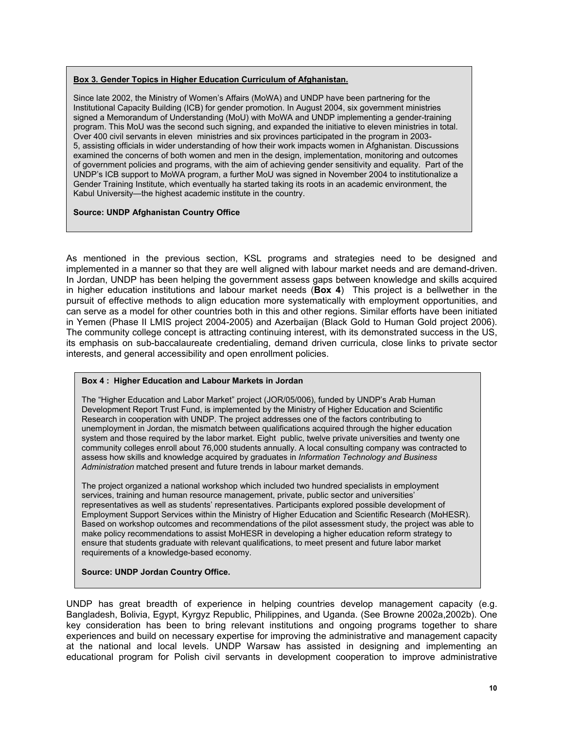**Box 3. Gender Topics in Higher Education Curriculum of Afghanistan.**

Since late 2002, the Ministry of Women's Affairs (MoWA) and UNDP have been partnering for the Institutional Capacity Building (ICB) for gender promotion. In August 2004, six government ministries signed a Memorandum of Understanding (MoU) with MoWA and UNDP implementing a gender-training program. This MoU was the second such signing, and expanded the initiative to eleven ministries in total. Over 400 civil servants in eleven ministries and six provinces participated in the program in 2003-5, assisting officials in wider understanding of how their work impacts women in Afghanistan. Discussions examined the concerns of both women and men in the design, implementation, monitoring and outcomes of government policies and programs, with the aim of achieving gender sensitivity and equality. Part of the UNDP's ICB support to MoWA program, a further MoU was signed in November 2004 to institutionalize a Gender Training Institute, which eventually ha started taking its roots in an academic environment, the Kabul University—the highest academic institute in the country.

**Source: UNDP Afghanistan Country Office**

As mentioned in the previous section, KSL programs and strategies need to be designed and implemented in a manner so that they are well aligned with labour market needs and are demand-driven. In Jordan, UNDP has been helping the government assess gaps between knowledge and skills acquired in higher education institutions and labour market needs (**Box 4**) This project is a bellwether in the pursuit of effective methods to align education more systematically with employment opportunities, and can serve as a model for other countries both in this and other regions. Similar efforts have been initiated in Yemen (Phase II LMIS project 2004-2005) and Azerbaijan (Black Gold to Human Gold project 2006). The community college concept is attracting continuing interest, with its demonstrated success in the US, its emphasis on sub-baccalaureate credentialing, demand driven curricula, close links to private sector interests, and general accessibility and open enrollment policies.

**Box 4 : Higher Education and Labour Markets in Jordan**

The "Higher Education and Labor Market" project (JOR/05/006), funded by UNDP's Arab Human Development Report Trust Fund, is implemented by the Ministry of Higher Education and Scientific Research in cooperation with UNDP. The project addresses one of the factors contributing to unemployment in Jordan, the mismatch between qualifications acquired through the higher education system and those required by the labor market. Eight public, twelve private universities and twenty one community colleges enroll about 76,000 students annually. A local consulting company was contracted to assess how skills and knowledge acquired by graduates in *Information Technology and Business Administration* matched present and future trends in labour market demands.

The project organized a national workshop which included two hundred specialists in employment services, training and human resource management, private, public sector and universities' representatives as well as students' representatives. Participants explored possible development of Employment Support Services within the Ministry of Higher Education and Scientific Research (MoHESR). Based on workshop outcomes and recommendations of the pilot assessment study, the project was able to make policy recommendations to assist MoHESR in developing a higher education reform strategy to ensure that students graduate with relevant qualifications, to meet present and future labor market requirements of a knowledge-based economy.

**Source: UNDP Jordan Country Office.**

UNDP has great breadth of experience in helping countries develop management capacity (e.g. Bangladesh, Bolivia, Egypt, Kyrgyz Republic, Philippines, and Uganda. (See Browne 2002a,2002b). One key consideration has been to bring relevant institutions and ongoing programs together to share experiences and build on necessary expertise for improving the administrative and management capacity at the national and local levels. UNDP Warsaw has assisted in designing and implementing an educational program for Polish civil servants in development cooperation to improve administrative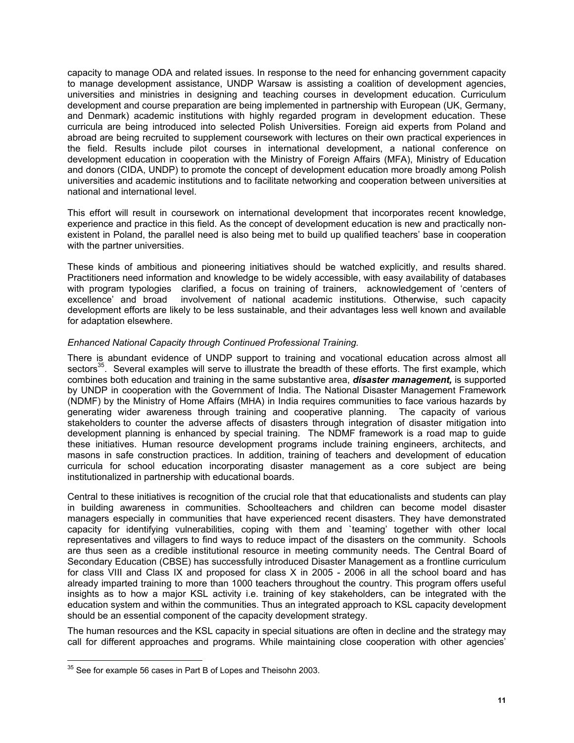capacity to manage ODA and related issues. In response to the need for enhancing government capacity to manage development assistance, UNDP Warsaw is assisting a coalition of development agencies, universities and ministries in designing and teaching courses in development education. Curriculum development and course preparation are being implemented in partnership with European (UK, Germany, and Denmark) academic institutions with highly regarded program in development education. These curricula are being introduced into selected Polish Universities. Foreign aid experts from Poland and abroad are being recruited to supplement coursework with lectures on their own practical experiences in the field. Results include pilot courses in international development, a national conference on development education in cooperation with the Ministry of Foreign Affairs (MFA), Ministry of Education and donors (CIDA, UNDP) to promote the concept of development education more broadly among Polish universities and academic institutions and to facilitate networking and cooperation between universities at national and international level.

This effort will result in coursework on international development that incorporates recent knowledge, experience and practice in this field. As the concept of development education is new and practically non-existent in Poland, the parallel need is also being met to build up qualified teachers' base in cooperation with the partner universities.

These kinds of ambitious and pioneering initiatives should be watched explicitly, and results shared. Practitioners need information and knowledge to be widely accessible, with easy availability of databases with program typologies clarified, a focus on training of trainers, acknowledgement of 'centers of excellence' and broad involvement of national academic institutions. Otherwise, such capacity development efforts are likely to be less sustainable, and their advantages less well known and available for adaptation elsewhere.

*Enhanced National Capacity through Continued Professional Training.*

There is abundant evidence of UNDP support to training and vocational education across almost all sectors[35]. Several examples will serve to illustrate the breadth of these efforts. The first example, which combines both education and training in the same substantive area, ***disaster management,*** is supported by UNDP in cooperation with the Government of India. The National Disaster Management Framework (NDMF) by the Ministry of Home Affairs (MHA) in India requires communities to face various hazards by generating wider awareness through training and cooperative planning. The capacity of various stakeholders to counter the adverse affects of disasters through integration of disaster mitigation into development planning is enhanced by special training. The NDMF framework is a road map to guide these initiatives. Human resource development programs include training engineers, architects, and masons in safe construction practices. In addition, training of teachers and development of education curricula for school education incorporating disaster management as a core subject are being institutionalized in partnership with educational boards.

Central to these initiatives is recognition of the crucial role that that educationalists and students can play in building awareness in communities. Schoolteachers and children can become model disaster managers especially in communities that have experienced recent disasters. They have demonstrated capacity for identifying vulnerabilities, coping with them and `teaming' together with other local representatives and villagers to find ways to reduce impact of the disasters on the community. Schools are thus seen as a credible institutional resource in meeting community needs. The Central Board of Secondary Education (CBSE) has successfully introduced Disaster Management as a frontline curriculum for class VIII and Class IX and proposed for class X in 2005 - 2006 in all the school board and has already imparted training to more than 1000 teachers throughout the country. This program offers useful insights as to how a major KSL activity i.e. training of key stakeholders, can be integrated with the education system and within the communities. Thus an integrated approach to KSL capacity development should be an essential component of the capacity development strategy.

The human resources and the KSL capacity in special situations are often in decline and the strategy may call for different approaches and programs. While maintaining close cooperation with other agencies'

[35] See for example 56 cases in Part B of Lopes and Theisohn 2003.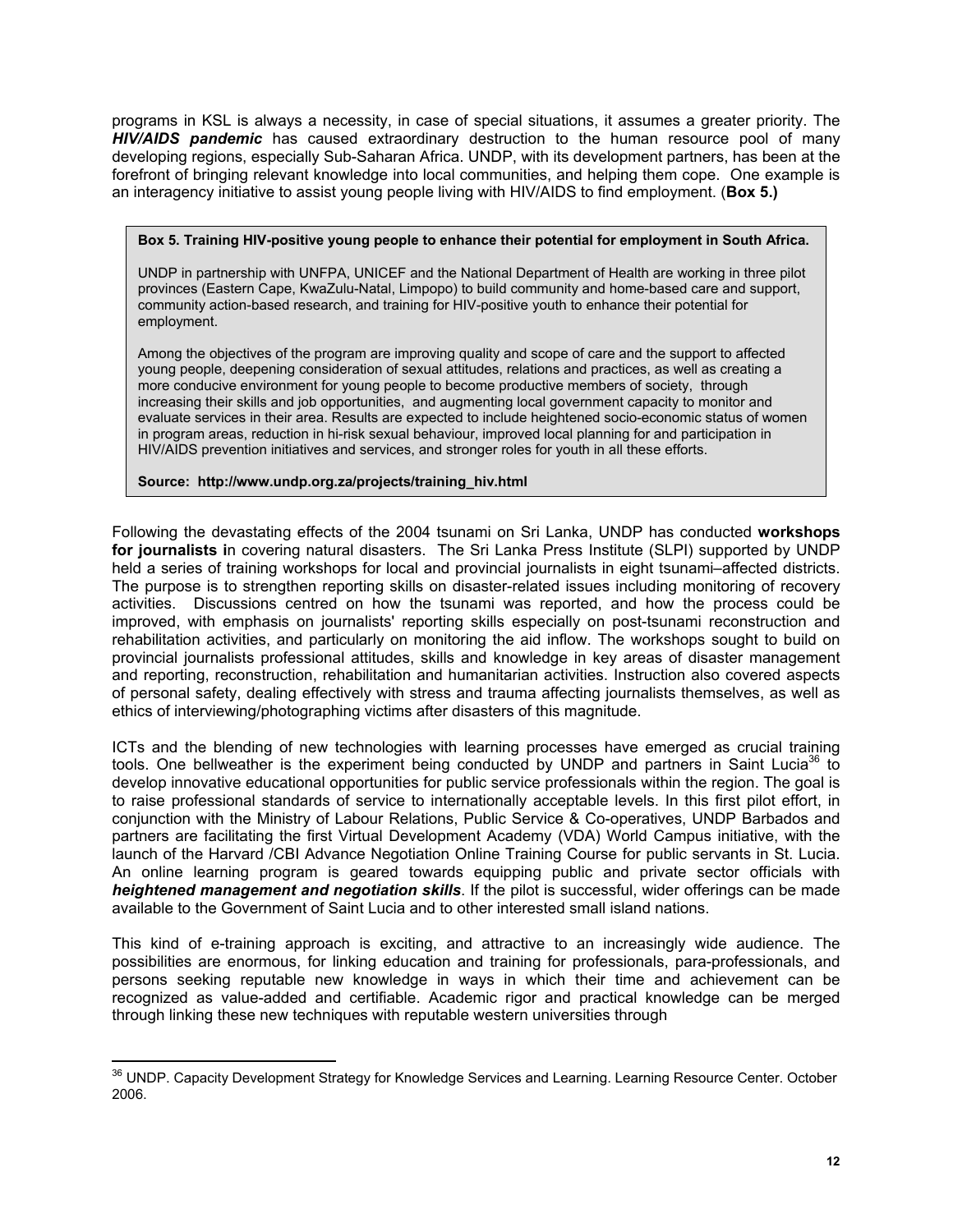programs in KSL is always a necessity, in case of special situations, it assumes a greater priority. The ***HIV/AIDS pandemic*** has caused extraordinary destruction to the human resource pool of many developing regions, especially Sub-Saharan Africa. UNDP, with its development partners, has been at the forefront of bringing relevant knowledge into local communities, and helping them cope. One example is an interagency initiative to assist young people living with HIV/AIDS to find employment. (**Box 5.)**

> **Box 5. Training HIV-positive young people to enhance their potential for employment in South Africa.**
>
> UNDP in partnership with UNFPA, UNICEF and the National Department of Health are working in three pilot provinces (Eastern Cape, KwaZulu-Natal, Limpopo) to build community and home-based care and support, community action-based research, and training for HIV-positive youth to enhance their potential for employment.
>
> Among the objectives of the program are improving quality and scope of care and the support to affected young people, deepening consideration of sexual attitudes, relations and practices, as well as creating a more conducive environment for young people to become productive members of society, through increasing their skills and job opportunities, and augmenting local government capacity to monitor and evaluate services in their area. Results are expected to include heightened socio-economic status of women in program areas, reduction in hi-risk sexual behaviour, improved local planning for and participation in HIV/AIDS prevention initiatives and services, and stronger roles for youth in all these efforts.
>
> **Source: http://www.undp.org.za/projects/training_hiv.html**

Following the devastating effects of the 2004 tsunami on Sri Lanka, UNDP has conducted **workshops for journalists i**n covering natural disasters. The Sri Lanka Press Institute (SLPI) supported by UNDP held a series of training workshops for local and provincial journalists in eight tsunami–affected districts. The purpose is to strengthen reporting skills on disaster-related issues including monitoring of recovery activities. Discussions centred on how the tsunami was reported, and how the process could be improved, with emphasis on journalists' reporting skills especially on post-tsunami reconstruction and rehabilitation activities, and particularly on monitoring the aid inflow. The workshops sought to build on provincial journalists professional attitudes, skills and knowledge in key areas of disaster management and reporting, reconstruction, rehabilitation and humanitarian activities. Instruction also covered aspects of personal safety, dealing effectively with stress and trauma affecting journalists themselves, as well as ethics of interviewing/photographing victims after disasters of this magnitude.

ICTs and the blending of new technologies with learning processes have emerged as crucial training tools. One bellweather is the experiment being conducted by UNDP and partners in Saint Lucia[36] to develop innovative educational opportunities for public service professionals within the region. The goal is to raise professional standards of service to internationally acceptable levels. In this first pilot effort, in conjunction with the Ministry of Labour Relations, Public Service & Co-operatives, UNDP Barbados and partners are facilitating the first Virtual Development Academy (VDA) World Campus initiative, with the launch of the Harvard /CBI Advance Negotiation Online Training Course for public servants in St. Lucia. An online learning program is geared towards equipping public and private sector officials with ***heightened management and negotiation skills***. If the pilot is successful, wider offerings can be made available to the Government of Saint Lucia and to other interested small island nations.

This kind of e-training approach is exciting, and attractive to an increasingly wide audience. The possibilities are enormous, for linking education and training for professionals, para-professionals, and persons seeking reputable new knowledge in ways in which their time and achievement can be recognized as value-added and certifiable. Academic rigor and practical knowledge can be merged through linking these new techniques with reputable western universities through

---

[36] UNDP. Capacity Development Strategy for Knowledge Services and Learning. Learning Resource Center. October 2006.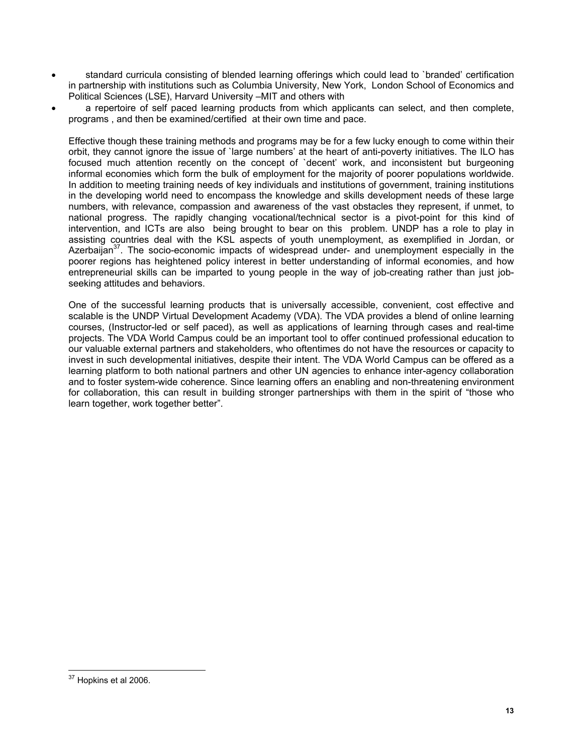- standard curricula consisting of blended learning offerings which could lead to `branded' certification in partnership with institutions such as Columbia University, New York, London School of Economics and Political Sciences (LSE), Harvard University –MIT and others with
- a repertoire of self paced learning products from which applicants can select, and then complete, programs , and then be examined/certified at their own time and pace.

Effective though these training methods and programs may be for a few lucky enough to come within their orbit, they cannot ignore the issue of `large numbers' at the heart of anti-poverty initiatives. The ILO has focused much attention recently on the concept of `decent' work, and inconsistent but burgeoning informal economies which form the bulk of employment for the majority of poorer populations worldwide. In addition to meeting training needs of key individuals and institutions of government, training institutions in the developing world need to encompass the knowledge and skills development needs of these large numbers, with relevance, compassion and awareness of the vast obstacles they represent, if unmet, to national progress. The rapidly changing vocational/technical sector is a pivot-point for this kind of intervention, and ICTs are also being brought to bear on this problem. UNDP has a role to play in assisting countries deal with the KSL aspects of youth unemployment, as exemplified in Jordan, or Azerbaijan[37]. The socio-economic impacts of widespread under- and unemployment especially in the poorer regions has heightened policy interest in better understanding of informal economies, and how entrepreneurial skills can be imparted to young people in the way of job-creating rather than just job-seeking attitudes and behaviors.

One of the successful learning products that is universally accessible, convenient, cost effective and scalable is the UNDP Virtual Development Academy (VDA). The VDA provides a blend of online learning courses, (Instructor-led or self paced), as well as applications of learning through cases and real-time projects. The VDA World Campus could be an important tool to offer continued professional education to our valuable external partners and stakeholders, who oftentimes do not have the resources or capacity to invest in such developmental initiatives, despite their intent. The VDA World Campus can be offered as a learning platform to both national partners and other UN agencies to enhance inter-agency collaboration and to foster system-wide coherence. Since learning offers an enabling and non-threatening environment for collaboration, this can result in building stronger partnerships with them in the spirit of "those who learn together, work together better".

[37] Hopkins et al 2006.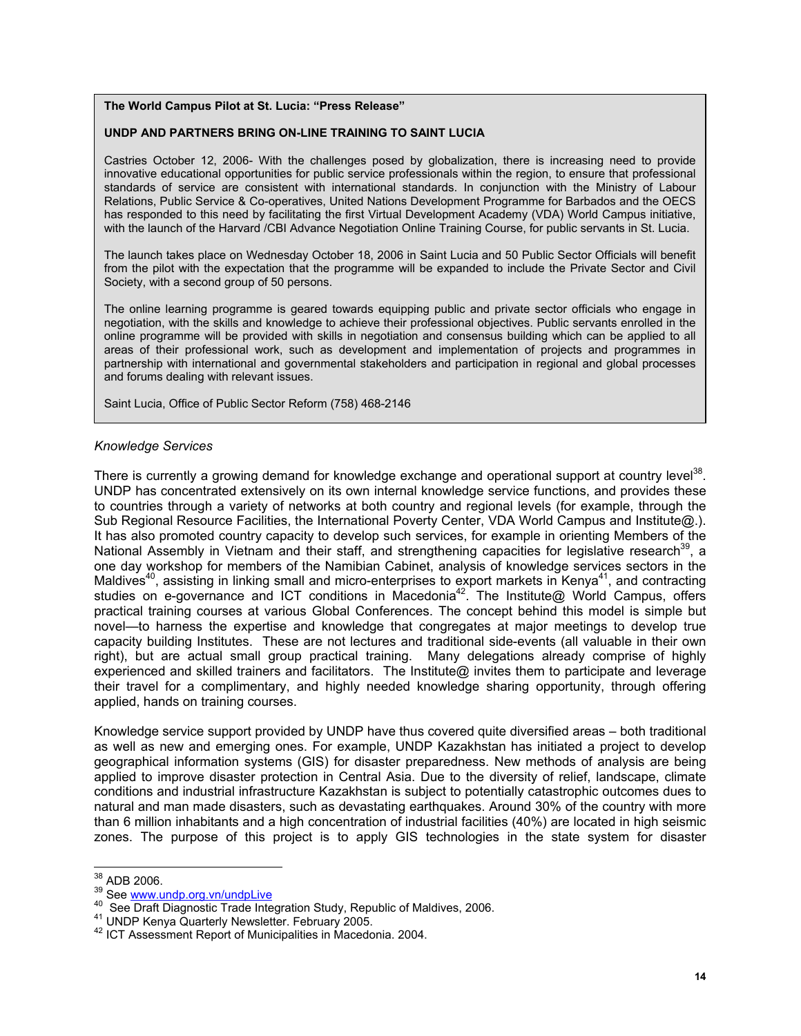**The World Campus Pilot at St. Lucia: "Press Release"**

**UNDP AND PARTNERS BRING ON-LINE TRAINING TO SAINT LUCIA**

Castries October 12, 2006- With the challenges posed by globalization, there is increasing need to provide innovative educational opportunities for public service professionals within the region, to ensure that professional standards of service are consistent with international standards. In conjunction with the Ministry of Labour Relations, Public Service & Co-operatives, United Nations Development Programme for Barbados and the OECS has responded to this need by facilitating the first Virtual Development Academy (VDA) World Campus initiative, with the launch of the Harvard /CBI Advance Negotiation Online Training Course, for public servants in St. Lucia.

The launch takes place on Wednesday October 18, 2006 in Saint Lucia and 50 Public Sector Officials will benefit from the pilot with the expectation that the programme will be expanded to include the Private Sector and Civil Society, with a second group of 50 persons.

The online learning programme is geared towards equipping public and private sector officials who engage in negotiation, with the skills and knowledge to achieve their professional objectives. Public servants enrolled in the online programme will be provided with skills in negotiation and consensus building which can be applied to all areas of their professional work, such as development and implementation of projects and programmes in partnership with international and governmental stakeholders and participation in regional and global processes and forums dealing with relevant issues.

Saint Lucia, Office of Public Sector Reform (758) 468-2146

*Knowledge Services*

There is currently a growing demand for knowledge exchange and operational support at country level[38]. UNDP has concentrated extensively on its own internal knowledge service functions, and provides these to countries through a variety of networks at both country and regional levels (for example, through the Sub Regional Resource Facilities, the International Poverty Center, VDA World Campus and Institute@.). It has also promoted country capacity to develop such services, for example in orienting Members of the National Assembly in Vietnam and their staff, and strengthening capacities for legislative research[39], a one day workshop for members of the Namibian Cabinet, analysis of knowledge services sectors in the Maldives[40], assisting in linking small and micro-enterprises to export markets in Kenya[41], and contracting studies on e-governance and ICT conditions in Macedonia[42]. The Institute@ World Campus, offers practical training courses at various Global Conferences. The concept behind this model is simple but novel—to harness the expertise and knowledge that congregates at major meetings to develop true capacity building Institutes. These are not lectures and traditional side-events (all valuable in their own right), but are actual small group practical training. Many delegations already comprise of highly experienced and skilled trainers and facilitators. The Institute@ invites them to participate and leverage their travel for a complimentary, and highly needed knowledge sharing opportunity, through offering applied, hands on training courses.

Knowledge service support provided by UNDP have thus covered quite diversified areas – both traditional as well as new and emerging ones. For example, UNDP Kazakhstan has initiated a project to develop geographical information systems (GIS) for disaster preparedness. New methods of analysis are being applied to improve disaster protection in Central Asia. Due to the diversity of relief, landscape, climate conditions and industrial infrastructure Kazakhstan is subject to potentially catastrophic outcomes dues to natural and man made disasters, such as devastating earthquakes. Around 30% of the country with more than 6 million inhabitants and a high concentration of industrial facilities (40%) are located in high seismic zones. The purpose of this project is to apply GIS technologies in the state system for disaster

---

[38] ADB 2006.
[39] See www.undp.org.vn/undpLive
[40] See Draft Diagnostic Trade Integration Study, Republic of Maldives, 2006.
[41] UNDP Kenya Quarterly Newsletter. February 2005.
[42] ICT Assessment Report of Municipalities in Macedonia. 2004.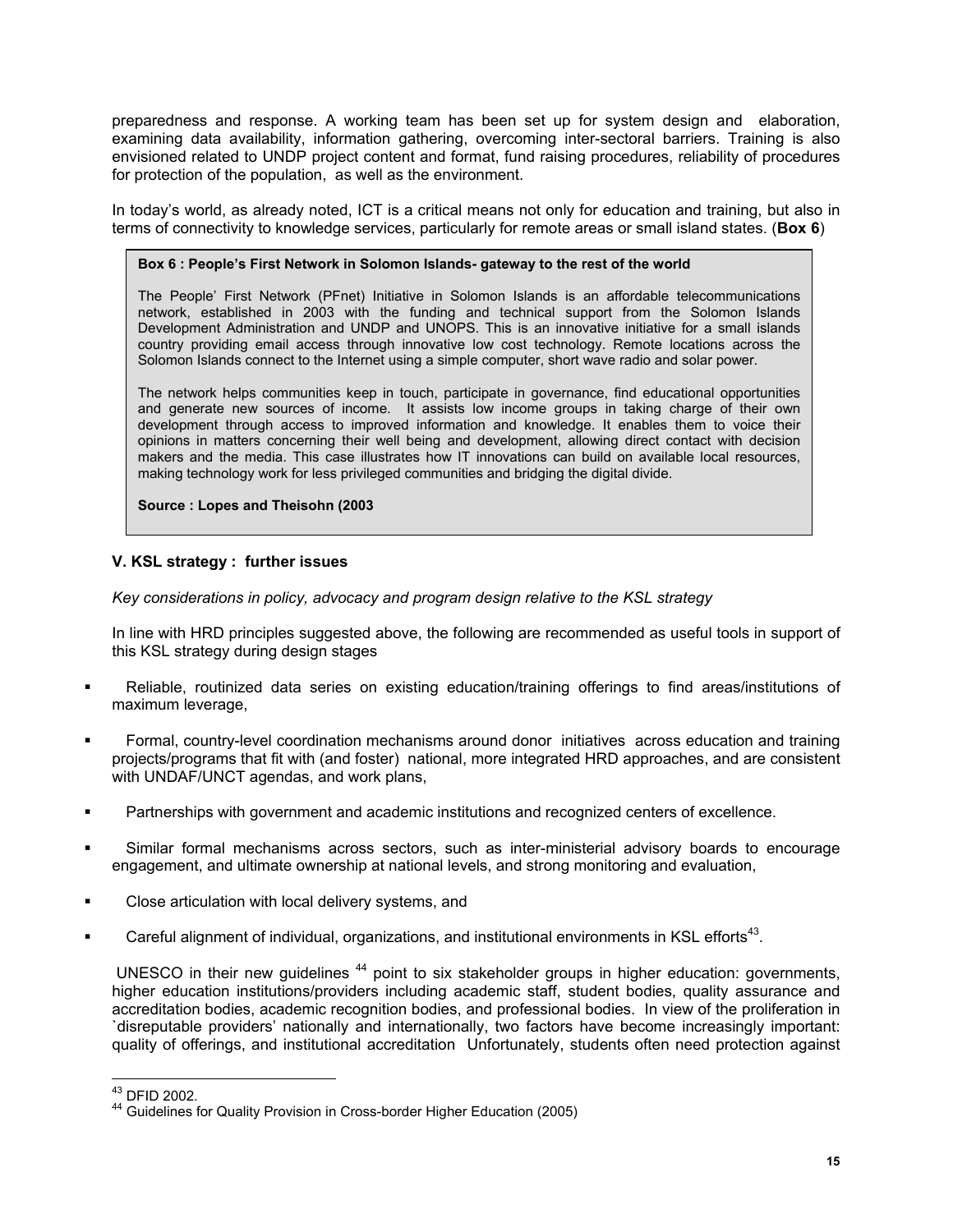preparedness and response. A working team has been set up for system design and elaboration, examining data availability, information gathering, overcoming inter-sectoral barriers. Training is also envisioned related to UNDP project content and format, fund raising procedures, reliability of procedures for protection of the population, as well as the environment.

In today's world, as already noted, ICT is a critical means not only for education and training, but also in terms of connectivity to knowledge services, particularly for remote areas or small island states. (**Box 6**)

> **Box 6 : People's First Network in Solomon Islands- gateway to the rest of the world**
>
> The People' First Network (PFnet) Initiative in Solomon Islands is an affordable telecommunications network, established in 2003 with the funding and technical support from the Solomon Islands Development Administration and UNDP and UNOPS. This is an innovative initiative for a small islands country providing email access through innovative low cost technology. Remote locations across the Solomon Islands connect to the Internet using a simple computer, short wave radio and solar power.
>
> The network helps communities keep in touch, participate in governance, find educational opportunities and generate new sources of income. It assists low income groups in taking charge of their own development through access to improved information and knowledge. It enables them to voice their opinions in matters concerning their well being and development, allowing direct contact with decision makers and the media. This case illustrates how IT innovations can build on available local resources, making technology work for less privileged communities and bridging the digital divide.
>
> **Source : Lopes and Theisohn (2003**

## V. KSL strategy : further issues

*Key considerations in policy, advocacy and program design relative to the KSL strategy*

In line with HRD principles suggested above, the following are recommended as useful tools in support of this KSL strategy during design stages

- Reliable, routinized data series on existing education/training offerings to find areas/institutions of maximum leverage,
- Formal, country-level coordination mechanisms around donor initiatives across education and training projects/programs that fit with (and foster) national, more integrated HRD approaches, and are consistent with UNDAF/UNCT agendas, and work plans,
- Partnerships with government and academic institutions and recognized centers of excellence.
- Similar formal mechanisms across sectors, such as inter-ministerial advisory boards to encourage engagement, and ultimate ownership at national levels, and strong monitoring and evaluation,
- Close articulation with local delivery systems, and
- Careful alignment of individual, organizations, and institutional environments in KSL efforts[43].

UNESCO in their new guidelines [44] point to six stakeholder groups in higher education: governments, higher education institutions/providers including academic staff, student bodies, quality assurance and accreditation bodies, academic recognition bodies, and professional bodies. In view of the proliferation in `disreputable providers' nationally and internationally, two factors have become increasingly important: quality of offerings, and institutional accreditation Unfortunately, students often need protection against

[43] DFID 2002.

[44] Guidelines for Quality Provision in Cross-border Higher Education (2005)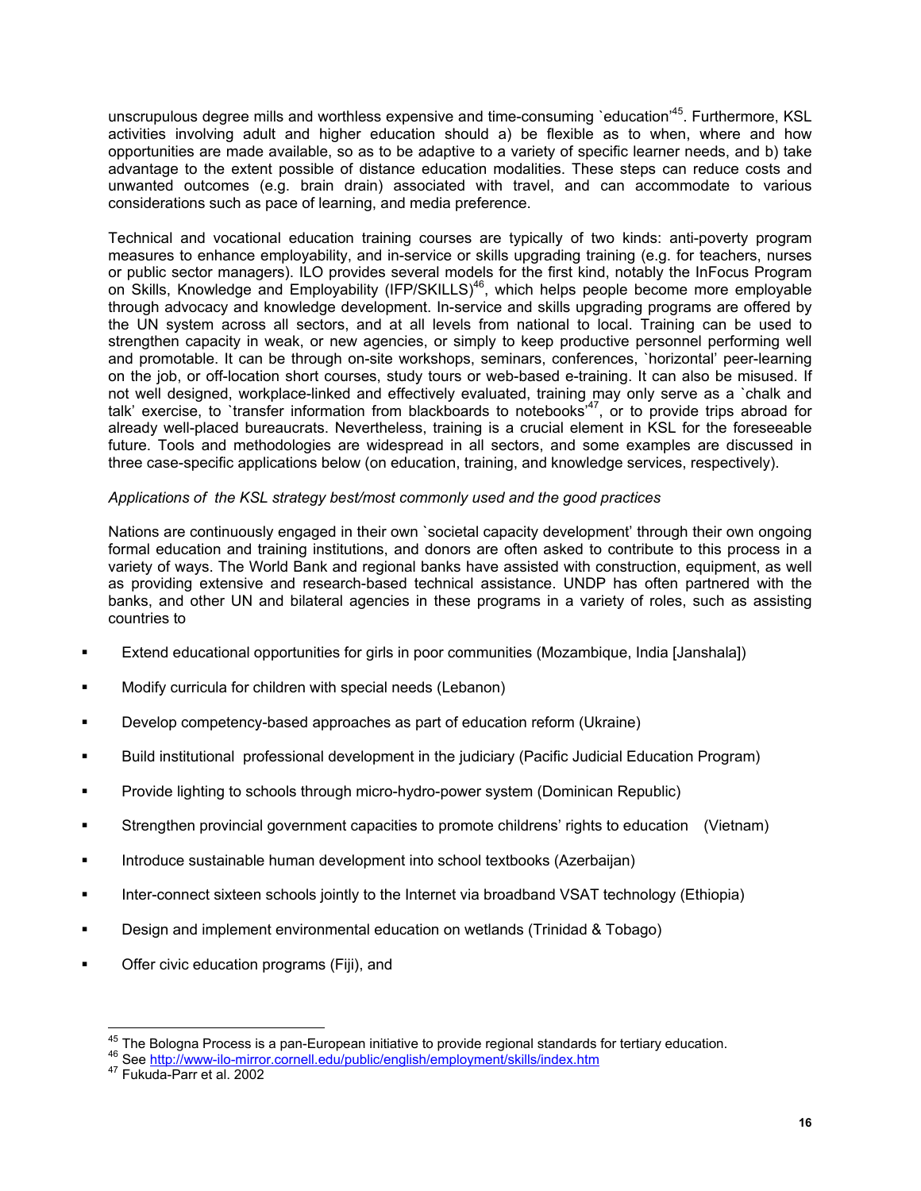unscrupulous degree mills and worthless expensive and time-consuming `education'[45]. Furthermore, KSL activities involving adult and higher education should a) be flexible as to when, where and how opportunities are made available, so as to be adaptive to a variety of specific learner needs, and b) take advantage to the extent possible of distance education modalities. These steps can reduce costs and unwanted outcomes (e.g. brain drain) associated with travel, and can accommodate to various considerations such as pace of learning, and media preference.

Technical and vocational education training courses are typically of two kinds: anti-poverty program measures to enhance employability, and in-service or skills upgrading training (e.g. for teachers, nurses or public sector managers). ILO provides several models for the first kind, notably the InFocus Program on Skills, Knowledge and Employability (IFP/SKILLS)[46], which helps people become more employable through advocacy and knowledge development. In-service and skills upgrading programs are offered by the UN system across all sectors, and at all levels from national to local. Training can be used to strengthen capacity in weak, or new agencies, or simply to keep productive personnel performing well and promotable. It can be through on-site workshops, seminars, conferences, `horizontal' peer-learning on the job, or off-location short courses, study tours or web-based e-training. It can also be misused. If not well designed, workplace-linked and effectively evaluated, training may only serve as a `chalk and talk' exercise, to `transfer information from blackboards to notebooks'[47], or to provide trips abroad for already well-placed bureaucrats. Nevertheless, training is a crucial element in KSL for the foreseeable future. Tools and methodologies are widespread in all sectors, and some examples are discussed in three case-specific applications below (on education, training, and knowledge services, respectively).

*Applications of the KSL strategy best/most commonly used and the good practices*

Nations are continuously engaged in their own `societal capacity development' through their own ongoing formal education and training institutions, and donors are often asked to contribute to this process in a variety of ways. The World Bank and regional banks have assisted with construction, equipment, as well as providing extensive and research-based technical assistance. UNDP has often partnered with the banks, and other UN and bilateral agencies in these programs in a variety of roles, such as assisting countries to

- Extend educational opportunities for girls in poor communities (Mozambique, India [Janshala])
- Modify curricula for children with special needs (Lebanon)
- Develop competency-based approaches as part of education reform (Ukraine)
- Build institutional professional development in the judiciary (Pacific Judicial Education Program)
- Provide lighting to schools through micro-hydro-power system (Dominican Republic)
- Strengthen provincial government capacities to promote childrens' rights to education (Vietnam)
- Introduce sustainable human development into school textbooks (Azerbaijan)
- Inter-connect sixteen schools jointly to the Internet via broadband VSAT technology (Ethiopia)
- Design and implement environmental education on wetlands (Trinidad & Tobago)
- Offer civic education programs (Fiji), and

---

[45] The Bologna Process is a pan-European initiative to provide regional standards for tertiary education.

[46] See http://www-ilo-mirror.cornell.edu/public/english/employment/skills/index.htm

[47] Fukuda-Parr et al. 2002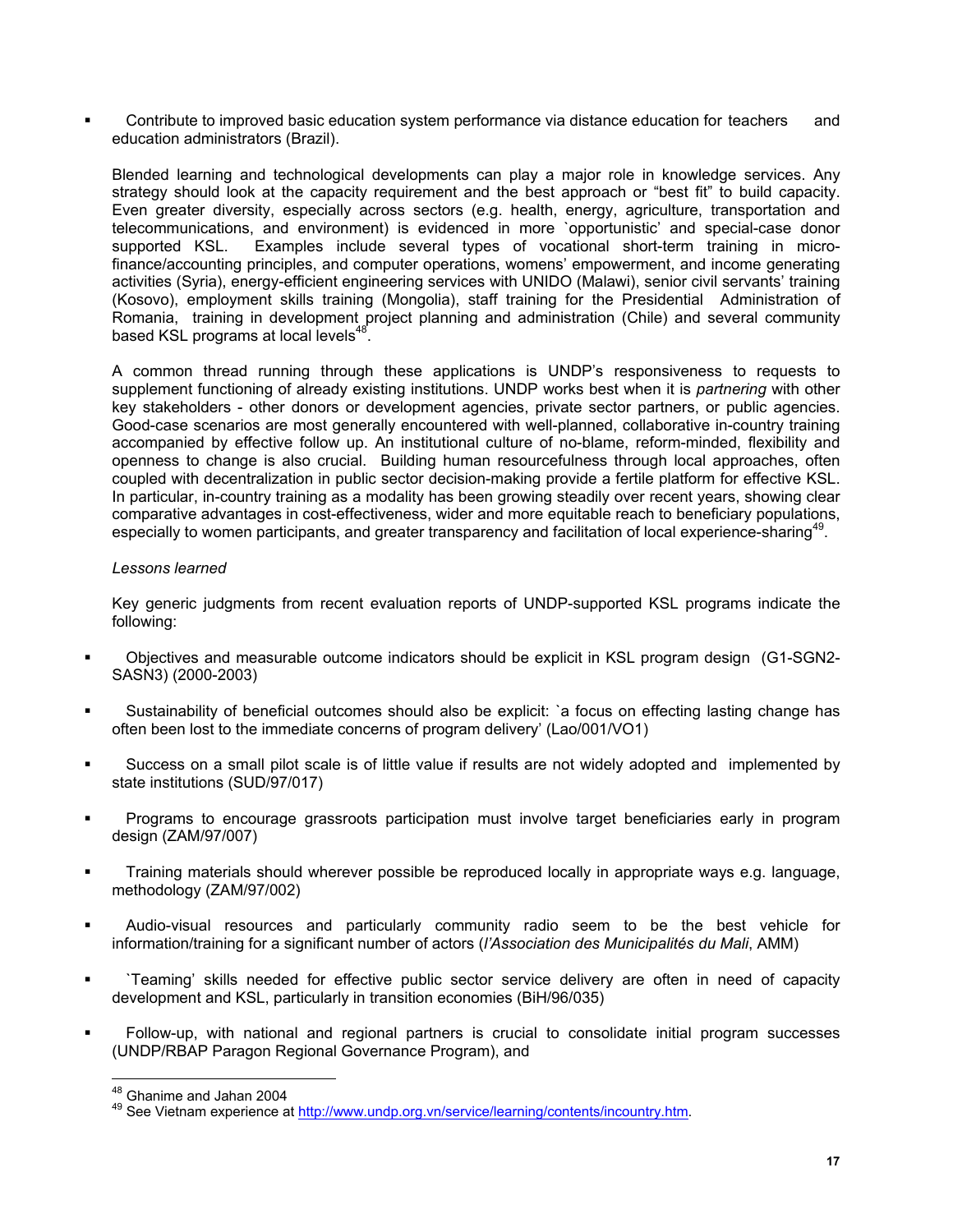- Contribute to improved basic education system performance via distance education for teachers and education administrators (Brazil).

  Blended learning and technological developments can play a major role in knowledge services. Any strategy should look at the capacity requirement and the best approach or "best fit" to build capacity. Even greater diversity, especially across sectors (e.g. health, energy, agriculture, transportation and telecommunications, and environment) is evidenced in more `opportunistic' and special-case donor supported KSL. Examples include several types of vocational short-term training in micro-finance/accounting principles, and computer operations, womens' empowerment, and income generating activities (Syria), energy-efficient engineering services with UNIDO (Malawi), senior civil servants' training (Kosovo), employment skills training (Mongolia), staff training for the Presidential Administration of Romania, training in development project planning and administration (Chile) and several community based KSL programs at local levels[48].

  A common thread running through these applications is UNDP's responsiveness to requests to supplement functioning of already existing institutions. UNDP works best when it is *partnering* with other key stakeholders - other donors or development agencies, private sector partners, or public agencies. Good-case scenarios are most generally encountered with well-planned, collaborative in-country training accompanied by effective follow up. An institutional culture of no-blame, reform-minded, flexibility and openness to change is also crucial. Building human resourcefulness through local approaches, often coupled with decentralization in public sector decision-making provide a fertile platform for effective KSL. In particular, in-country training as a modality has been growing steadily over recent years, showing clear comparative advantages in cost-effectiveness, wider and more equitable reach to beneficiary populations, especially to women participants, and greater transparency and facilitation of local experience-sharing[49].

  *Lessons learned*

  Key generic judgments from recent evaluation reports of UNDP-supported KSL programs indicate the following:

- Objectives and measurable outcome indicators should be explicit in KSL program design (G1-SGN2-SASN3) (2000-2003)
- Sustainability of beneficial outcomes should also be explicit: `a focus on effecting lasting change has often been lost to the immediate concerns of program delivery' (Lao/001/VO1)
- Success on a small pilot scale is of little value if results are not widely adopted and implemented by state institutions (SUD/97/017)
- Programs to encourage grassroots participation must involve target beneficiaries early in program design (ZAM/97/007)
- Training materials should wherever possible be reproduced locally in appropriate ways e.g. language, methodology (ZAM/97/002)
- Audio-visual resources and particularly community radio seem to be the best vehicle for information/training for a significant number of actors (*l'Association des Municipalités du Mali*, AMM)
- `Teaming' skills needed for effective public sector service delivery are often in need of capacity development and KSL, particularly in transition economies (BiH/96/035)
- Follow-up, with national and regional partners is crucial to consolidate initial program successes (UNDP/RBAP Paragon Regional Governance Program), and

---

[48] Ghanime and Jahan 2004

[49] See Vietnam experience at http://www.undp.org.vn/service/learning/contents/incountry.htm.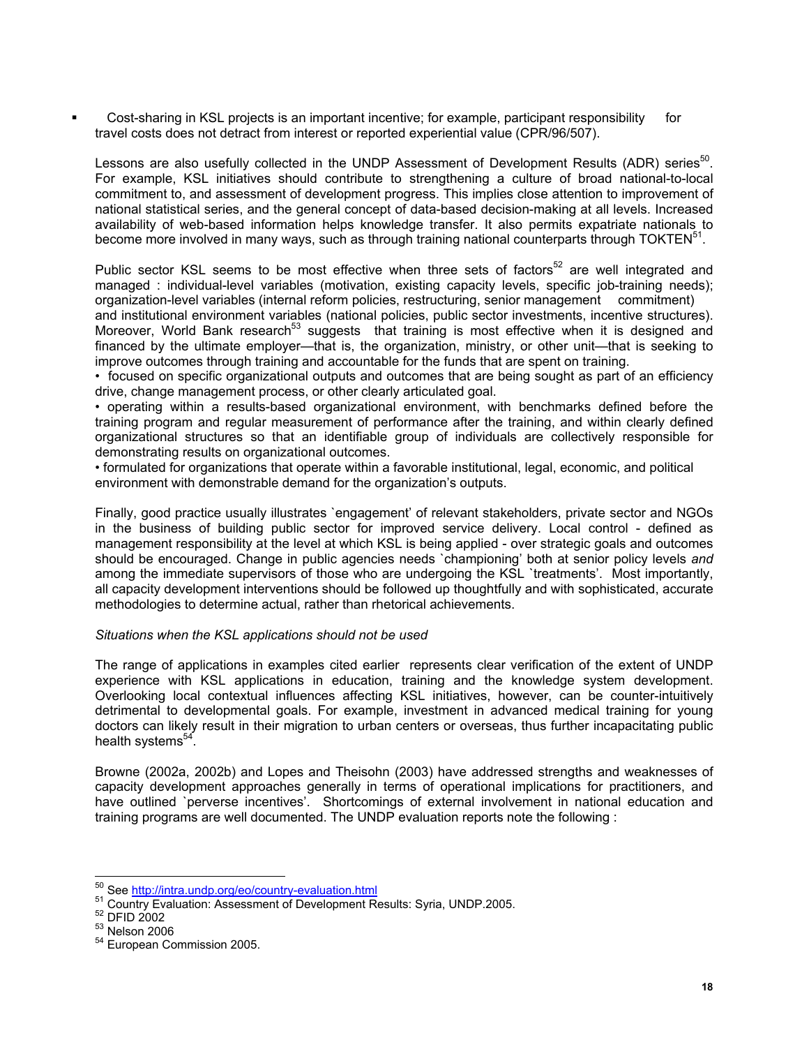- Cost-sharing in KSL projects is an important incentive; for example, participant responsibility for travel costs does not detract from interest or reported experiential value (CPR/96/507).

Lessons are also usefully collected in the UNDP Assessment of Development Results (ADR) series[50]. For example, KSL initiatives should contribute to strengthening a culture of broad national-to-local commitment to, and assessment of development progress. This implies close attention to improvement of national statistical series, and the general concept of data-based decision-making at all levels. Increased availability of web-based information helps knowledge transfer. It also permits expatriate nationals to become more involved in many ways, such as through training national counterparts through TOKTEN[51].

Public sector KSL seems to be most effective when three sets of factors[52] are well integrated and managed : individual-level variables (motivation, existing capacity levels, specific job-training needs); organization-level variables (internal reform policies, restructuring, senior management commitment) and institutional environment variables (national policies, public sector investments, incentive structures). Moreover, World Bank research[53] suggests that training is most effective when it is designed and financed by the ultimate employer—that is, the organization, ministry, or other unit—that is seeking to improve outcomes through training and accountable for the funds that are spent on training.

- focused on specific organizational outputs and outcomes that are being sought as part of an efficiency drive, change management process, or other clearly articulated goal.
- operating within a results-based organizational environment, with benchmarks defined before the training program and regular measurement of performance after the training, and within clearly defined organizational structures so that an identifiable group of individuals are collectively responsible for demonstrating results on organizational outcomes.
- formulated for organizations that operate within a favorable institutional, legal, economic, and political environment with demonstrable demand for the organization's outputs.

Finally, good practice usually illustrates `engagement' of relevant stakeholders, private sector and NGOs in the business of building public sector for improved service delivery. Local control - defined as management responsibility at the level at which KSL is being applied - over strategic goals and outcomes should be encouraged. Change in public agencies needs `championing' both at senior policy levels *and* among the immediate supervisors of those who are undergoing the KSL `treatments'. Most importantly, all capacity development interventions should be followed up thoughtfully and with sophisticated, accurate methodologies to determine actual, rather than rhetorical achievements.

*Situations when the KSL applications should not be used*

The range of applications in examples cited earlier represents clear verification of the extent of UNDP experience with KSL applications in education, training and the knowledge system development. Overlooking local contextual influences affecting KSL initiatives, however, can be counter-intuitively detrimental to developmental goals. For example, investment in advanced medical training for young doctors can likely result in their migration to urban centers or overseas, thus further incapacitating public health systems[54].

Browne (2002a, 2002b) and Lopes and Theisohn (2003) have addressed strengths and weaknesses of capacity development approaches generally in terms of operational implications for practitioners, and have outlined `perverse incentives'. Shortcomings of external involvement in national education and training programs are well documented. The UNDP evaluation reports note the following :

---

[50] See http://intra.undp.org/eo/country-evaluation.html

[51] Country Evaluation: Assessment of Development Results: Syria, UNDP.2005.

[52] DFID 2002

[53] Nelson 2006

[54] European Commission 2005.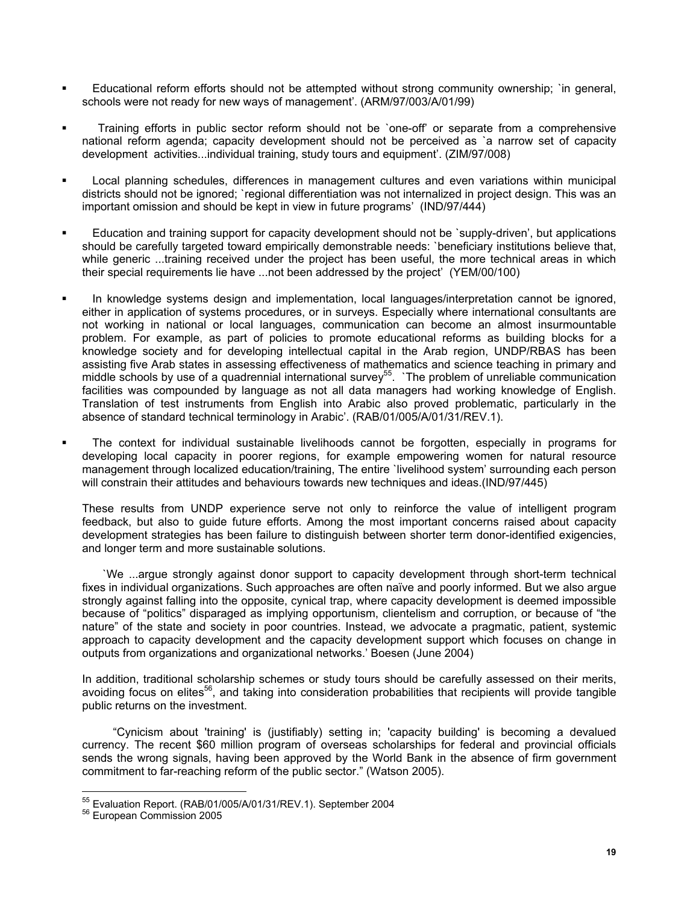- Educational reform efforts should not be attempted without strong community ownership; `in general, schools were not ready for new ways of management'. (ARM/97/003/A/01/99)

- Training efforts in public sector reform should not be `one-off' or separate from a comprehensive national reform agenda; capacity development should not be perceived as `a narrow set of capacity development activities...individual training, study tours and equipment'. (ZIM/97/008)

- Local planning schedules, differences in management cultures and even variations within municipal districts should not be ignored; `regional differentiation was not internalized in project design. This was an important omission and should be kept in view in future programs' (IND/97/444)

- Education and training support for capacity development should not be `supply-driven', but applications should be carefully targeted toward empirically demonstrable needs: `beneficiary institutions believe that, while generic ...training received under the project has been useful, the more technical areas in which their special requirements lie have ...not been addressed by the project' (YEM/00/100)

- In knowledge systems design and implementation, local languages/interpretation cannot be ignored, either in application of systems procedures, or in surveys. Especially where international consultants are not working in national or local languages, communication can become an almost insurmountable problem. For example, as part of policies to promote educational reforms as building blocks for a knowledge society and for developing intellectual capital in the Arab region, UNDP/RBAS has been assisting five Arab states in assessing effectiveness of mathematics and science teaching in primary and middle schools by use of a quadrennial international survey[55]. `The problem of unreliable communication facilities was compounded by language as not all data managers had working knowledge of English. Translation of test instruments from English into Arabic also proved problematic, particularly in the absence of standard technical terminology in Arabic'. (RAB/01/005/A/01/31/REV.1).

- The context for individual sustainable livelihoods cannot be forgotten, especially in programs for developing local capacity in poorer regions, for example empowering women for natural resource management through localized education/training, The entire `livelihood system' surrounding each person will constrain their attitudes and behaviours towards new techniques and ideas.(IND/97/445)

These results from UNDP experience serve not only to reinforce the value of intelligent program feedback, but also to guide future efforts. Among the most important concerns raised about capacity development strategies has been failure to distinguish between shorter term donor-identified exigencies, and longer term and more sustainable solutions.

`We ...argue strongly against donor support to capacity development through short-term technical fixes in individual organizations. Such approaches are often naïve and poorly informed. But we also argue strongly against falling into the opposite, cynical trap, where capacity development is deemed impossible because of "politics" disparaged as implying opportunism, clientelism and corruption, or because of "the nature" of the state and society in poor countries. Instead, we advocate a pragmatic, patient, systemic approach to capacity development and the capacity development support which focuses on change in outputs from organizations and organizational networks.' Boesen (June 2004)

In addition, traditional scholarship schemes or study tours should be carefully assessed on their merits, avoiding focus on elites[56], and taking into consideration probabilities that recipients will provide tangible public returns on the investment.

"Cynicism about 'training' is (justifiably) setting in; 'capacity building' is becoming a devalued currency. The recent \$60 million program of overseas scholarships for federal and provincial officials sends the wrong signals, having been approved by the World Bank in the absence of firm government commitment to far-reaching reform of the public sector." (Watson 2005).

---

[55] Evaluation Report. (RAB/01/005/A/01/31/REV.1). September 2004

[56] European Commission 2005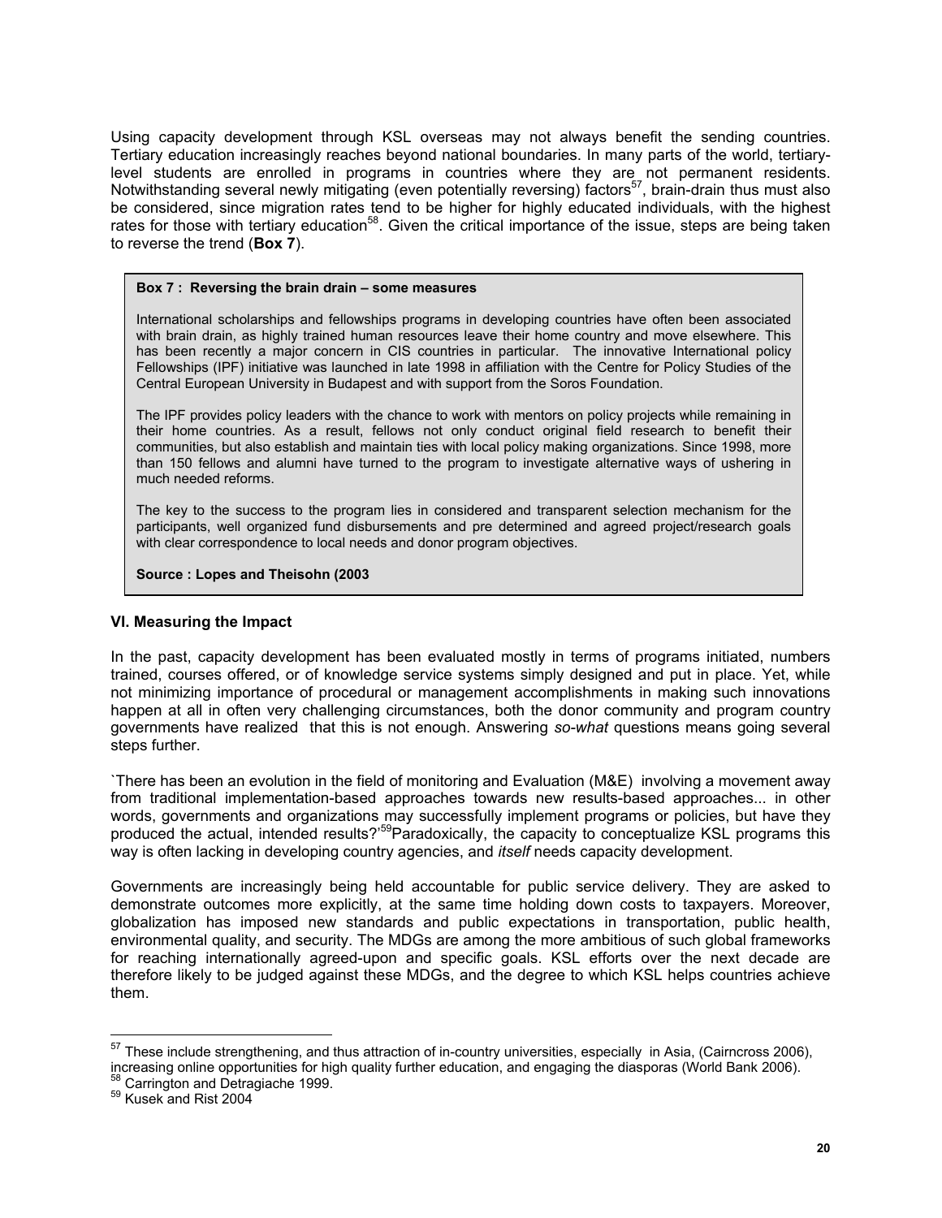Using capacity development through KSL overseas may not always benefit the sending countries. Tertiary education increasingly reaches beyond national boundaries. In many parts of the world, tertiary-level students are enrolled in programs in countries where they are not permanent residents. Notwithstanding several newly mitigating (even potentially reversing) factors[57], brain-drain thus must also be considered, since migration rates tend to be higher for highly educated individuals, with the highest rates for those with tertiary education[58]. Given the critical importance of the issue, steps are being taken to reverse the trend (**Box 7**).

> **Box 7 : Reversing the brain drain – some measures**
>
> International scholarships and fellowships programs in developing countries have often been associated with brain drain, as highly trained human resources leave their home country and move elsewhere. This has been recently a major concern in CIS countries in particular. The innovative International policy Fellowships (IPF) initiative was launched in late 1998 in affiliation with the Centre for Policy Studies of the Central European University in Budapest and with support from the Soros Foundation.
>
> The IPF provides policy leaders with the chance to work with mentors on policy projects while remaining in their home countries. As a result, fellows not only conduct original field research to benefit their communities, but also establish and maintain ties with local policy making organizations. Since 1998, more than 150 fellows and alumni have turned to the program to investigate alternative ways of ushering in much needed reforms.
>
> The key to the success to the program lies in considered and transparent selection mechanism for the participants, well organized fund disbursements and pre determined and agreed project/research goals with clear correspondence to local needs and donor program objectives.
>
> **Source : Lopes and Theisohn (2003**

### VI. Measuring the Impact

In the past, capacity development has been evaluated mostly in terms of programs initiated, numbers trained, courses offered, or of knowledge service systems simply designed and put in place. Yet, while not minimizing importance of procedural or management accomplishments in making such innovations happen at all in often very challenging circumstances, both the donor community and program country governments have realized that this is not enough. Answering *so-what* questions means going several steps further.

`There has been an evolution in the field of monitoring and Evaluation (M&E) involving a movement away from traditional implementation-based approaches towards new results-based approaches... in other words, governments and organizations may successfully implement programs or policies, but have they produced the actual, intended results?'[59]Paradoxically, the capacity to conceptualize KSL programs this way is often lacking in developing country agencies, and *itself* needs capacity development.

Governments are increasingly being held accountable for public service delivery. They are asked to demonstrate outcomes more explicitly, at the same time holding down costs to taxpayers. Moreover, globalization has imposed new standards and public expectations in transportation, public health, environmental quality, and security. The MDGs are among the more ambitious of such global frameworks for reaching internationally agreed-upon and specific goals. KSL efforts over the next decade are therefore likely to be judged against these MDGs, and the degree to which KSL helps countries achieve them.

---

[57] These include strengthening, and thus attraction of in-country universities, especially in Asia, (Cairncross 2006), increasing online opportunities for high quality further education, and engaging the diasporas (World Bank 2006).

[58] Carrington and Detragiache 1999.

[59] Kusek and Rist 2004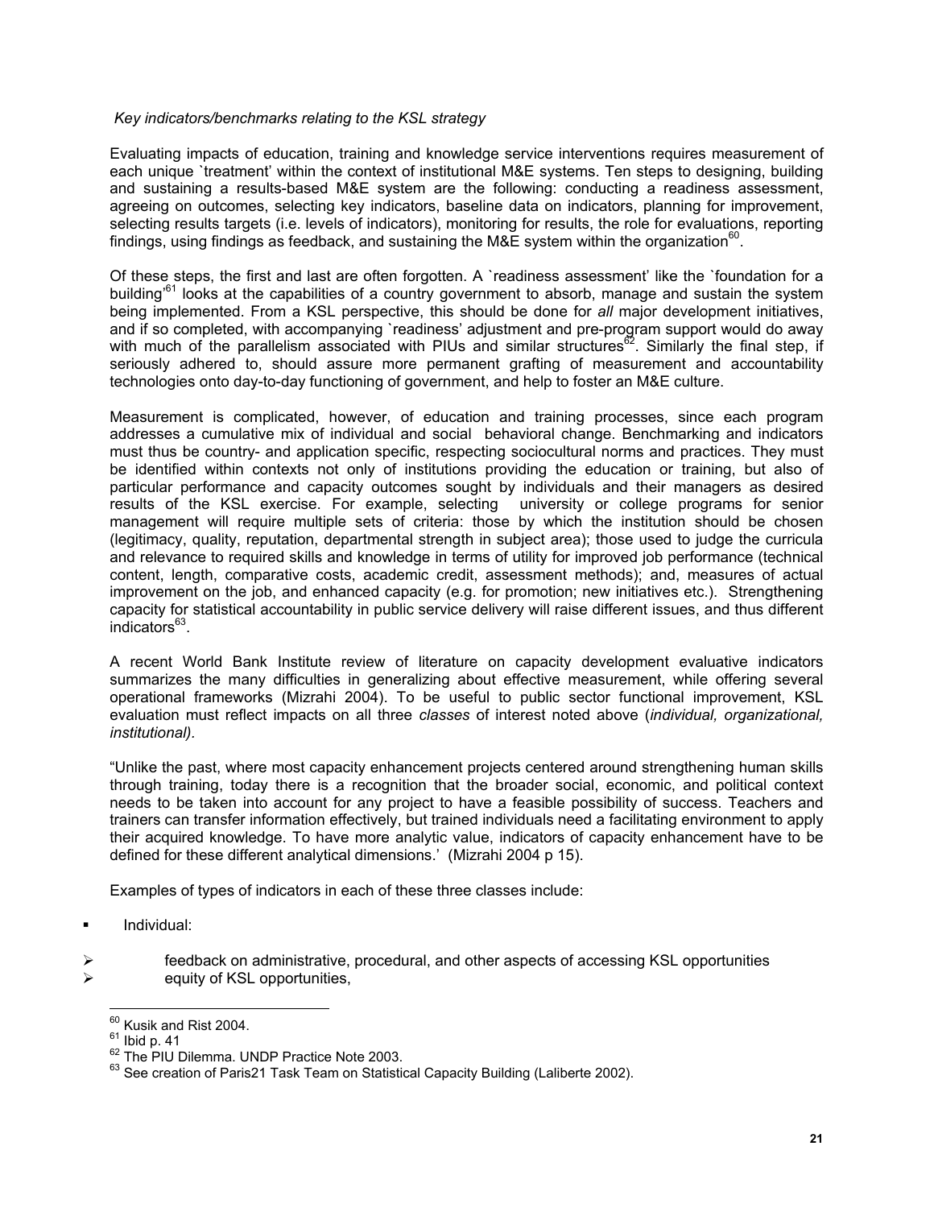*Key indicators/benchmarks relating to the KSL strategy*

Evaluating impacts of education, training and knowledge service interventions requires measurement of each unique `treatment' within the context of institutional M&E systems. Ten steps to designing, building and sustaining a results-based M&E system are the following: conducting a readiness assessment, agreeing on outcomes, selecting key indicators, baseline data on indicators, planning for improvement, selecting results targets (i.e. levels of indicators), monitoring for results, the role for evaluations, reporting findings, using findings as feedback, and sustaining the M&E system within the organization[60].

Of these steps, the first and last are often forgotten. A `readiness assessment' like the `foundation for a building'[61] looks at the capabilities of a country government to absorb, manage and sustain the system being implemented. From a KSL perspective, this should be done for *all* major development initiatives, and if so completed, with accompanying `readiness' adjustment and pre-program support would do away with much of the parallelism associated with PIUs and similar structures[62]. Similarly the final step, if seriously adhered to, should assure more permanent grafting of measurement and accountability technologies onto day-to-day functioning of government, and help to foster an M&E culture.

Measurement is complicated, however, of education and training processes, since each program addresses a cumulative mix of individual and social behavioral change. Benchmarking and indicators must thus be country- and application specific, respecting sociocultural norms and practices. They must be identified within contexts not only of institutions providing the education or training, but also of particular performance and capacity outcomes sought by individuals and their managers as desired results of the KSL exercise. For example, selecting university or college programs for senior management will require multiple sets of criteria: those by which the institution should be chosen (legitimacy, quality, reputation, departmental strength in subject area); those used to judge the curricula and relevance to required skills and knowledge in terms of utility for improved job performance (technical content, length, comparative costs, academic credit, assessment methods); and, measures of actual improvement on the job, and enhanced capacity (e.g. for promotion; new initiatives etc.). Strengthening capacity for statistical accountability in public service delivery will raise different issues, and thus different indicators[63].

A recent World Bank Institute review of literature on capacity development evaluative indicators summarizes the many difficulties in generalizing about effective measurement, while offering several operational frameworks (Mizrahi 2004). To be useful to public sector functional improvement, KSL evaluation must reflect impacts on all three *classes* of interest noted above (*individual, organizational, institutional).*

"Unlike the past, where most capacity enhancement projects centered around strengthening human skills through training, today there is a recognition that the broader social, economic, and political context needs to be taken into account for any project to have a feasible possibility of success. Teachers and trainers can transfer information effectively, but trained individuals need a facilitating environment to apply their acquired knowledge. To have more analytic value, indicators of capacity enhancement have to be defined for these different analytical dimensions.' (Mizrahi 2004 p 15).

Examples of types of indicators in each of these three classes include:

- Individual:
  - feedback on administrative, procedural, and other aspects of accessing KSL opportunities
  - equity of KSL opportunities,

---

[60] Kusik and Rist 2004.
[61] Ibid p. 41
[62] The PIU Dilemma. UNDP Practice Note 2003.
[63] See creation of Paris21 Task Team on Statistical Capacity Building (Laliberte 2002).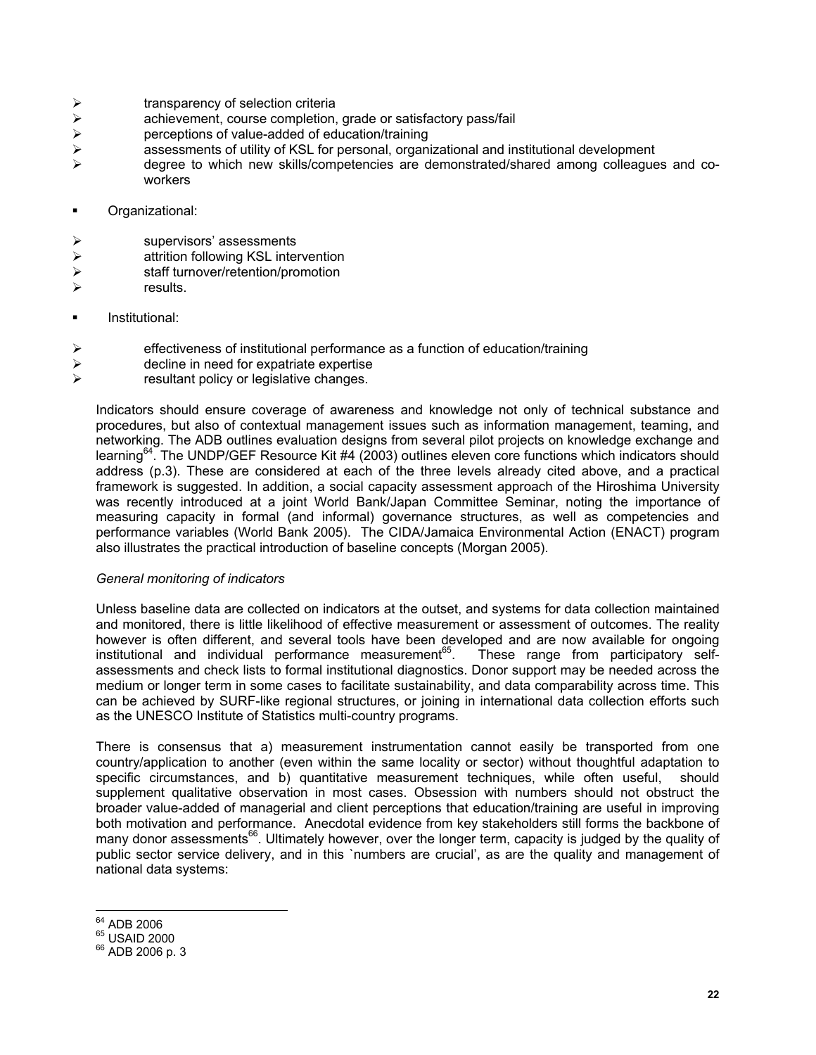- transparency of selection criteria
- achievement, course completion, grade or satisfactory pass/fail
- perceptions of value-added of education/training
- assessments of utility of KSL for personal, organizational and institutional development
- degree to which new skills/competencies are demonstrated/shared among colleagues and co-workers

- Organizational:

- supervisors' assessments
- attrition following KSL intervention
- staff turnover/retention/promotion
- results.

- Institutional:

- effectiveness of institutional performance as a function of education/training
- decline in need for expatriate expertise
- resultant policy or legislative changes.

Indicators should ensure coverage of awareness and knowledge not only of technical substance and procedures, but also of contextual management issues such as information management, teaming, and networking. The ADB outlines evaluation designs from several pilot projects on knowledge exchange and learning[64]. The UNDP/GEF Resource Kit #4 (2003) outlines eleven core functions which indicators should address (p.3). These are considered at each of the three levels already cited above, and a practical framework is suggested. In addition, a social capacity assessment approach of the Hiroshima University was recently introduced at a joint World Bank/Japan Committee Seminar, noting the importance of measuring capacity in formal (and informal) governance structures, as well as competencies and performance variables (World Bank 2005). The CIDA/Jamaica Environmental Action (ENACT) program also illustrates the practical introduction of baseline concepts (Morgan 2005).

*General monitoring of indicators*

Unless baseline data are collected on indicators at the outset, and systems for data collection maintained and monitored, there is little likelihood of effective measurement or assessment of outcomes. The reality however is often different, and several tools have been developed and are now available for ongoing institutional and individual performance measurement[65]. These range from participatory self-assessments and check lists to formal institutional diagnostics. Donor support may be needed across the medium or longer term in some cases to facilitate sustainability, and data comparability across time. This can be achieved by SURF-like regional structures, or joining in international data collection efforts such as the UNESCO Institute of Statistics multi-country programs.

There is consensus that a) measurement instrumentation cannot easily be transported from one country/application to another (even within the same locality or sector) without thoughtful adaptation to specific circumstances, and b) quantitative measurement techniques, while often useful, should supplement qualitative observation in most cases. Obsession with numbers should not obstruct the broader value-added of managerial and client perceptions that education/training are useful in improving both motivation and performance. Anecdotal evidence from key stakeholders still forms the backbone of many donor assessments[66]. Ultimately however, over the longer term, capacity is judged by the quality of public sector service delivery, and in this `numbers are crucial', as are the quality and management of national data systems:

---

[64] ADB 2006
[65] USAID 2000
[66] ADB 2006 p. 3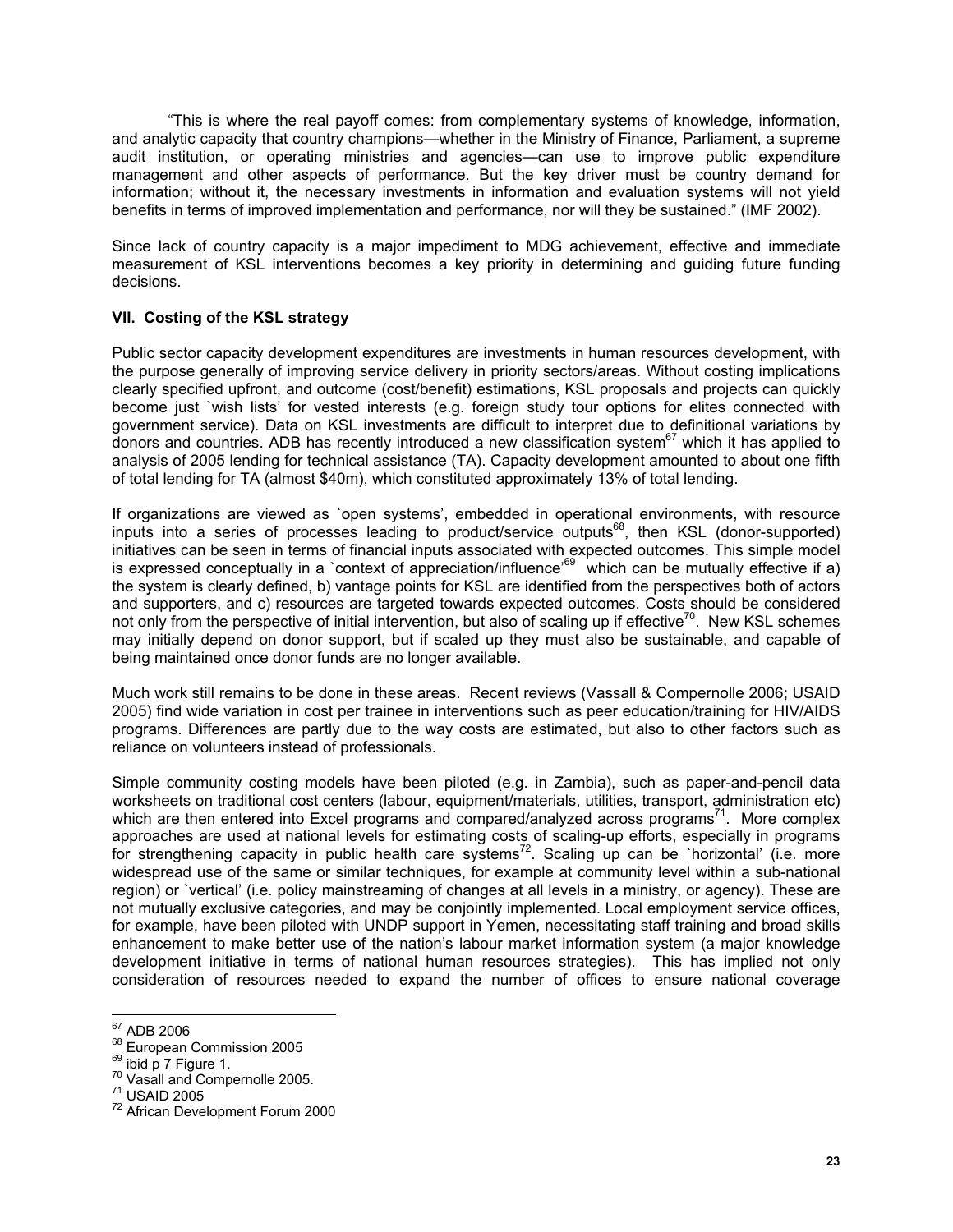"This is where the real payoff comes: from complementary systems of knowledge, information, and analytic capacity that country champions—whether in the Ministry of Finance, Parliament, a supreme audit institution, or operating ministries and agencies—can use to improve public expenditure management and other aspects of performance. But the key driver must be country demand for information; without it, the necessary investments in information and evaluation systems will not yield benefits in terms of improved implementation and performance, nor will they be sustained." (IMF 2002).

Since lack of country capacity is a major impediment to MDG achievement, effective and immediate measurement of KSL interventions becomes a key priority in determining and guiding future funding decisions.

## VII. Costing of the KSL strategy

Public sector capacity development expenditures are investments in human resources development, with the purpose generally of improving service delivery in priority sectors/areas. Without costing implications clearly specified upfront, and outcome (cost/benefit) estimations, KSL proposals and projects can quickly become just `wish lists' for vested interests (e.g. foreign study tour options for elites connected with government service). Data on KSL investments are difficult to interpret due to definitional variations by donors and countries. ADB has recently introduced a new classification system[67] which it has applied to analysis of 2005 lending for technical assistance (TA). Capacity development amounted to about one fifth of total lending for TA (almost $40m), which constituted approximately 13% of total lending.

If organizations are viewed as `open systems', embedded in operational environments, with resource inputs into a series of processes leading to product/service outputs[68], then KSL (donor-supported) initiatives can be seen in terms of financial inputs associated with expected outcomes. This simple model is expressed conceptually in a `context of appreciation/influence'[69] which can be mutually effective if a) the system is clearly defined, b) vantage points for KSL are identified from the perspectives both of actors and supporters, and c) resources are targeted towards expected outcomes. Costs should be considered not only from the perspective of initial intervention, but also of scaling up if effective[70]. New KSL schemes may initially depend on donor support, but if scaled up they must also be sustainable, and capable of being maintained once donor funds are no longer available.

Much work still remains to be done in these areas. Recent reviews (Vassall & Compernolle 2006; USAID 2005) find wide variation in cost per trainee in interventions such as peer education/training for HIV/AIDS programs. Differences are partly due to the way costs are estimated, but also to other factors such as reliance on volunteers instead of professionals.

Simple community costing models have been piloted (e.g. in Zambia), such as paper-and-pencil data worksheets on traditional cost centers (labour, equipment/materials, utilities, transport, administration etc) which are then entered into Excel programs and compared/analyzed across programs[71]. More complex approaches are used at national levels for estimating costs of scaling-up efforts, especially in programs for strengthening capacity in public health care systems[72]. Scaling up can be `horizontal' (i.e. more widespread use of the same or similar techniques, for example at community level within a sub-national region) or `vertical' (i.e. policy mainstreaming of changes at all levels in a ministry, or agency). These are not mutually exclusive categories, and may be conjointly implemented. Local employment service offices, for example, have been piloted with UNDP support in Yemen, necessitating staff training and broad skills enhancement to make better use of the nation's labour market information system (a major knowledge development initiative in terms of national human resources strategies). This has implied not only consideration of resources needed to expand the number of offices to ensure national coverage

---

[67] ADB 2006
[68] European Commission 2005
[69] ibid p 7 Figure 1.
[70] Vasall and Compernolle 2005.
[71] USAID 2005
[72] African Development Forum 2000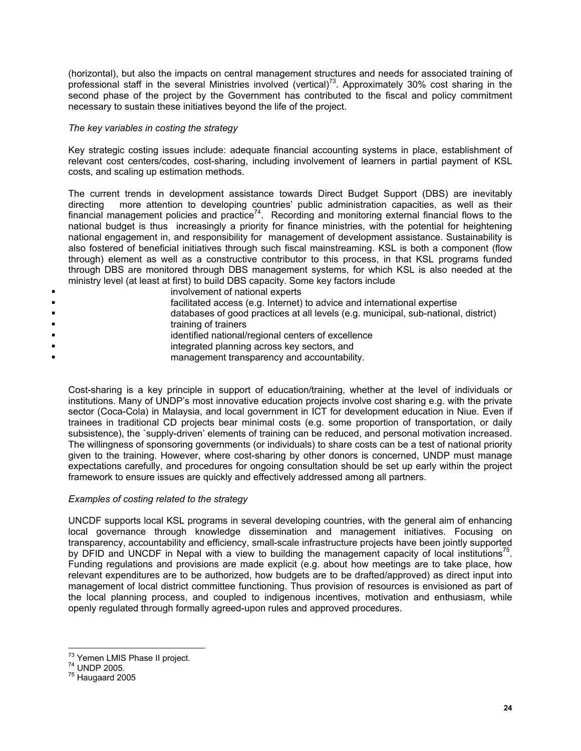(horizontal), but also the impacts on central management structures and needs for associated training of professional staff in the several Ministries involved (vertical)[73]. Approximately 30% cost sharing in the second phase of the project by the Government has contributed to the fiscal and policy commitment necessary to sustain these initiatives beyond the life of the project.

*The key variables in costing the strategy*

Key strategic costing issues include: adequate financial accounting systems in place, establishment of relevant cost centers/codes, cost-sharing, including involvement of learners in partial payment of KSL costs, and scaling up estimation methods.

The current trends in development assistance towards Direct Budget Support (DBS) are inevitably directing more attention to developing countries' public administration capacities, as well as their financial management policies and practice[74]. Recording and monitoring external financial flows to the national budget is thus increasingly a priority for finance ministries, with the potential for heightening national engagement in, and responsibility for management of development assistance. Sustainability is also fostered of beneficial initiatives through such fiscal mainstreaming. KSL is both a component (flow through) element as well as a constructive contributor to this process, in that KSL programs funded through DBS are monitored through DBS management systems, for which KSL is also needed at the ministry level (at least at first) to build DBS capacity. Some key factors include

- involvement of national experts
- facilitated access (e.g. Internet) to advice and international expertise
- databases of good practices at all levels (e.g. municipal, sub-national, district)
- training of trainers
- identified national/regional centers of excellence
- integrated planning across key sectors, and
- management transparency and accountability.

Cost-sharing is a key principle in support of education/training, whether at the level of individuals or institutions. Many of UNDP's most innovative education projects involve cost sharing e.g. with the private sector (Coca-Cola) in Malaysia, and local government in ICT for development education in Niue. Even if trainees in traditional CD projects bear minimal costs (e.g. some proportion of transportation, or daily subsistence), the `supply-driven' elements of training can be reduced, and personal motivation increased. The willingness of sponsoring governments (or individuals) to share costs can be a test of national priority given to the training. However, where cost-sharing by other donors is concerned, UNDP must manage expectations carefully, and procedures for ongoing consultation should be set up early within the project framework to ensure issues are quickly and effectively addressed among all partners.

*Examples of costing related to the strategy*

UNCDF supports local KSL programs in several developing countries, with the general aim of enhancing local governance through knowledge dissemination and management initiatives. Focusing on transparency, accountability and efficiency, small-scale infrastructure projects have been jointly supported by DFID and UNCDF in Nepal with a view to building the management capacity of local institutions[75]. Funding regulations and provisions are made explicit (e.g. about how meetings are to take place, how relevant expenditures are to be authorized, how budgets are to be drafted/approved) as direct input into management of local district committee functioning. Thus provision of resources is envisioned as part of the local planning process, and coupled to indigenous incentives, motivation and enthusiasm, while openly regulated through formally agreed-upon rules and approved procedures.

---

[73] Yemen LMIS Phase II project.

[74] UNDP 2005.

[75] Haugaard 2005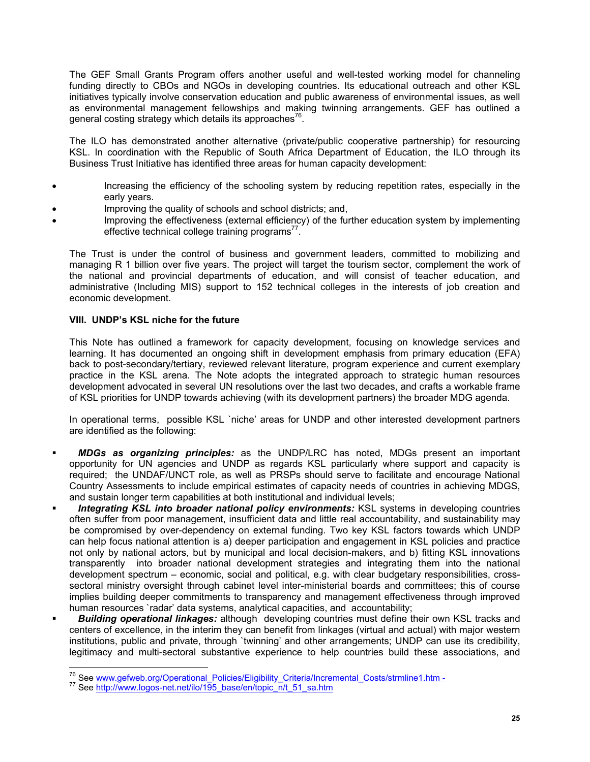The GEF Small Grants Program offers another useful and well-tested working model for channeling funding directly to CBOs and NGOs in developing countries. Its educational outreach and other KSL initiatives typically involve conservation education and public awareness of environmental issues, as well as environmental management fellowships and making twinning arrangements. GEF has outlined a general costing strategy which details its approaches[76].

The ILO has demonstrated another alternative (private/public cooperative partnership) for resourcing KSL. In coordination with the Republic of South Africa Department of Education, the ILO through its Business Trust Initiative has identified three areas for human capacity development:

- Increasing the efficiency of the schooling system by reducing repetition rates, especially in the early years.
- Improving the quality of schools and school districts; and,
- Improving the effectiveness (external efficiency) of the further education system by implementing effective technical college training programs[77].

The Trust is under the control of business and government leaders, committed to mobilizing and managing R 1 billion over five years. The project will target the tourism sector, complement the work of the national and provincial departments of education, and will consist of teacher education, and administrative (Including MIS) support to 152 technical colleges in the interests of job creation and economic development.

## VIII. UNDP's KSL niche for the future

This Note has outlined a framework for capacity development, focusing on knowledge services and learning. It has documented an ongoing shift in development emphasis from primary education (EFA) back to post-secondary/tertiary, reviewed relevant literature, program experience and current exemplary practice in the KSL arena. The Note adopts the integrated approach to strategic human resources development advocated in several UN resolutions over the last two decades, and crafts a workable frame of KSL priorities for UNDP towards achieving (with its development partners) the broader MDG agenda.

In operational terms, possible KSL `niche' areas for UNDP and other interested development partners are identified as the following:

- ***MDGs as organizing principles:*** as the UNDP/LRC has noted, MDGs present an important opportunity for UN agencies and UNDP as regards KSL particularly where support and capacity is required; the UNDAF/UNCT role, as well as PRSPs should serve to facilitate and encourage National Country Assessments to include empirical estimates of capacity needs of countries in achieving MDGS, and sustain longer term capabilities at both institutional and individual levels;
- ***Integrating KSL into broader national policy environments:*** KSL systems in developing countries often suffer from poor management, insufficient data and little real accountability, and sustainability may be compromised by over-dependency on external funding. Two key KSL factors towards which UNDP can help focus national attention is a) deeper participation and engagement in KSL policies and practice not only by national actors, but by municipal and local decision-makers, and b) fitting KSL innovations transparently into broader national development strategies and integrating them into the national development spectrum – economic, social and political, e.g. with clear budgetary responsibilities, cross-sectoral ministry oversight through cabinet level inter-ministerial boards and committees; this of course implies building deeper commitments to transparency and management effectiveness through improved human resources `radar' data systems, analytical capacities, and accountability;
- ***Building operational linkages:*** although developing countries must define their own KSL tracks and centers of excellence, in the interim they can benefit from linkages (virtual and actual) with major western institutions, public and private, through `twinning' and other arrangements; UNDP can use its credibility, legitimacy and multi-sectoral substantive experience to help countries build these associations, and

---

[76] See www.gefweb.org/Operational_Policies/Eligibility_Criteria/Incremental_Costs/strmline1.htm -

[77] See http://www.logos-net.net/ilo/195_base/en/topic_n/t_51_sa.htm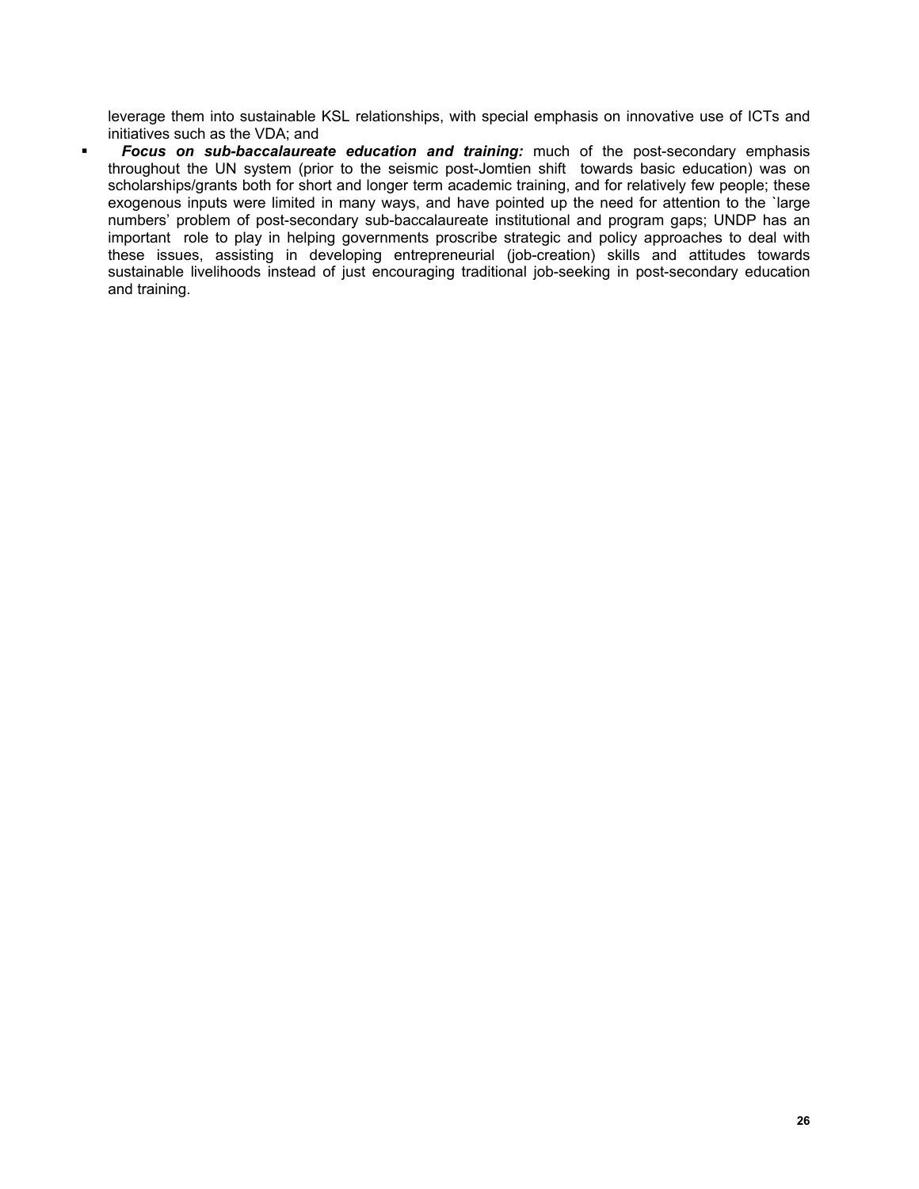leverage them into sustainable KSL relationships, with special emphasis on innovative use of ICTs and initiatives such as the VDA; and

- ***Focus on sub-baccalaureate education and training:*** much of the post-secondary emphasis throughout the UN system (prior to the seismic post-Jomtien shift towards basic education) was on scholarships/grants both for short and longer term academic training, and for relatively few people; these exogenous inputs were limited in many ways, and have pointed up the need for attention to the `large numbers' problem of post-secondary sub-baccalaureate institutional and program gaps; UNDP has an important role to play in helping governments proscribe strategic and policy approaches to deal with these issues, assisting in developing entrepreneurial (job-creation) skills and attitudes towards sustainable livelihoods instead of just encouraging traditional job-seeking in post-secondary education and training.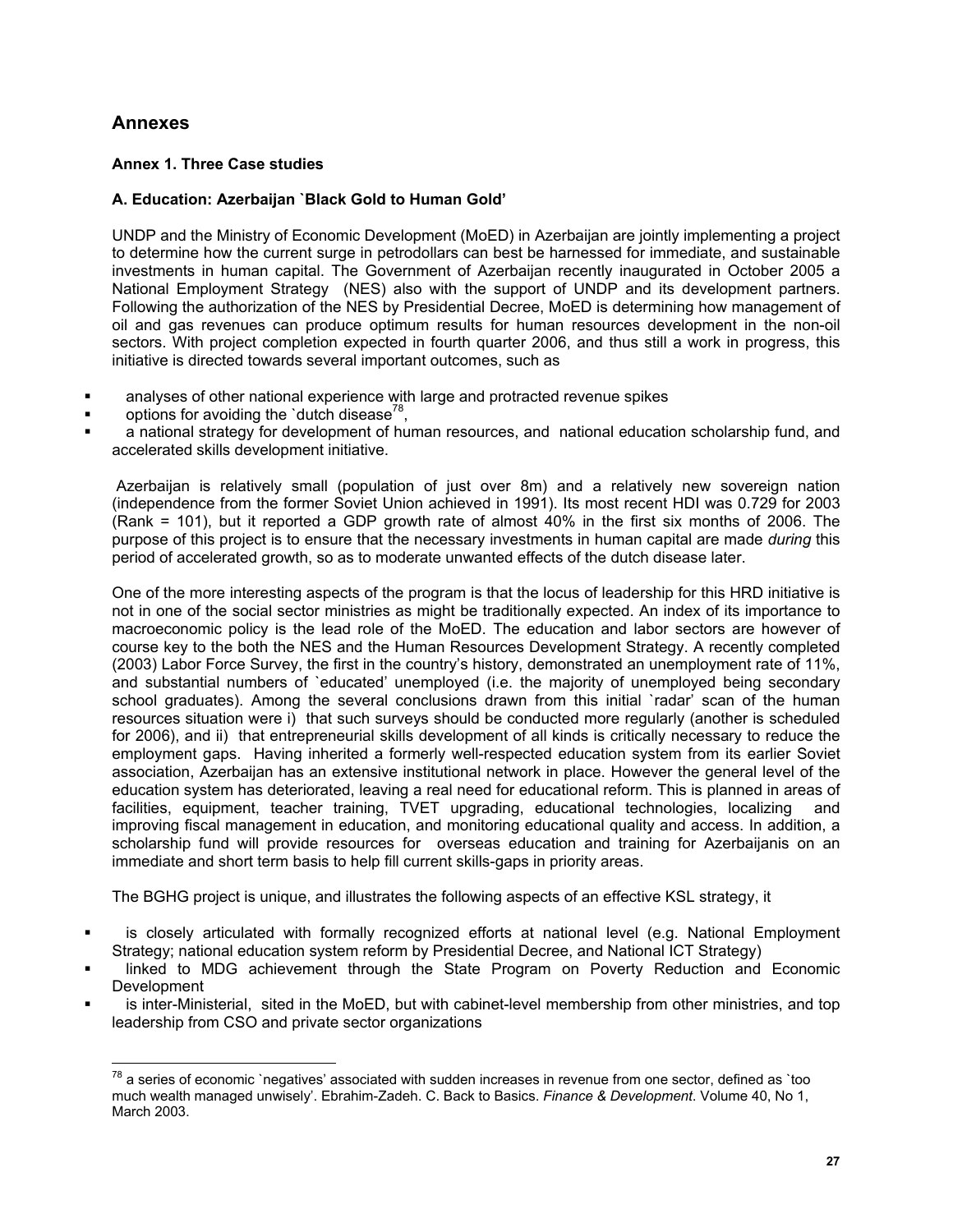## Annexes

### Annex 1. Three Case studies

#### A. Education: Azerbaijan `Black Gold to Human Gold'

UNDP and the Ministry of Economic Development (MoED) in Azerbaijan are jointly implementing a project to determine how the current surge in petrodollars can best be harnessed for immediate, and sustainable investments in human capital. The Government of Azerbaijan recently inaugurated in October 2005 a National Employment Strategy (NES) also with the support of UNDP and its development partners. Following the authorization of the NES by Presidential Decree, MoED is determining how management of oil and gas revenues can produce optimum results for human resources development in the non-oil sectors. With project completion expected in fourth quarter 2006, and thus still a work in progress, this initiative is directed towards several important outcomes, such as

- analyses of other national experience with large and protracted revenue spikes
- options for avoiding the `dutch disease[78],
- a national strategy for development of human resources, and national education scholarship fund, and accelerated skills development initiative.

Azerbaijan is relatively small (population of just over 8m) and a relatively new sovereign nation (independence from the former Soviet Union achieved in 1991). Its most recent HDI was 0.729 for 2003 (Rank = 101), but it reported a GDP growth rate of almost 40% in the first six months of 2006. The purpose of this project is to ensure that the necessary investments in human capital are made *during* this period of accelerated growth, so as to moderate unwanted effects of the dutch disease later.

One of the more interesting aspects of the program is that the locus of leadership for this HRD initiative is not in one of the social sector ministries as might be traditionally expected. An index of its importance to macroeconomic policy is the lead role of the MoED. The education and labor sectors are however of course key to the both the NES and the Human Resources Development Strategy. A recently completed (2003) Labor Force Survey, the first in the country's history, demonstrated an unemployment rate of 11%, and substantial numbers of `educated' unemployed (i.e. the majority of unemployed being secondary school graduates). Among the several conclusions drawn from this initial `radar' scan of the human resources situation were i) that such surveys should be conducted more regularly (another is scheduled for 2006), and ii) that entrepreneurial skills development of all kinds is critically necessary to reduce the employment gaps. Having inherited a formerly well-respected education system from its earlier Soviet association, Azerbaijan has an extensive institutional network in place. However the general level of the education system has deteriorated, leaving a real need for educational reform. This is planned in areas of facilities, equipment, teacher training, TVET upgrading, educational technologies, localizing and improving fiscal management in education, and monitoring educational quality and access. In addition, a scholarship fund will provide resources for overseas education and training for Azerbaijanis on an immediate and short term basis to help fill current skills-gaps in priority areas.

The BGHG project is unique, and illustrates the following aspects of an effective KSL strategy, it

- is closely articulated with formally recognized efforts at national level (e.g. National Employment Strategy; national education system reform by Presidential Decree, and National ICT Strategy)
- linked to MDG achievement through the State Program on Poverty Reduction and Economic Development
- is inter-Ministerial, sited in the MoED, but with cabinet-level membership from other ministries, and top leadership from CSO and private sector organizations

---

[78] a series of economic `negatives' associated with sudden increases in revenue from one sector, defined as `too much wealth managed unwisely'. Ebrahim-Zadeh. C. Back to Basics. *Finance & Development*. Volume 40, No 1, March 2003.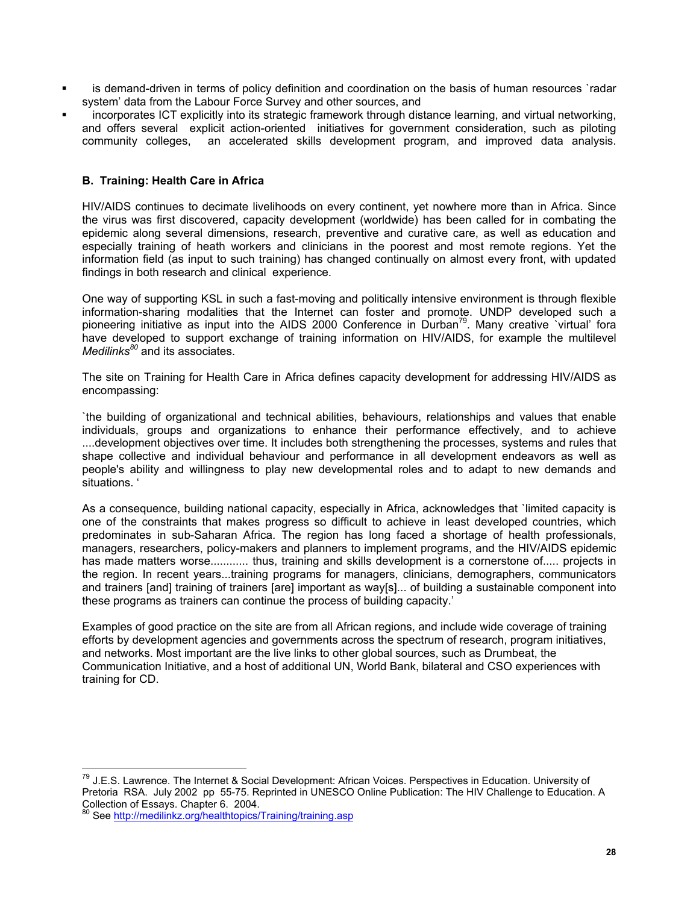- is demand-driven in terms of policy definition and coordination on the basis of human resources `radar system' data from the Labour Force Survey and other sources, and
- incorporates ICT explicitly into its strategic framework through distance learning, and virtual networking, and offers several explicit action-oriented initiatives for government consideration, such as piloting community colleges, an accelerated skills development program, and improved data analysis.

### B. Training: Health Care in Africa

HIV/AIDS continues to decimate livelihoods on every continent, yet nowhere more than in Africa. Since the virus was first discovered, capacity development (worldwide) has been called for in combating the epidemic along several dimensions, research, preventive and curative care, as well as education and especially training of heath workers and clinicians in the poorest and most remote regions. Yet the information field (as input to such training) has changed continually on almost every front, with updated findings in both research and clinical experience.

One way of supporting KSL in such a fast-moving and politically intensive environment is through flexible information-sharing modalities that the Internet can foster and promote. UNDP developed such a pioneering initiative as input into the AIDS 2000 Conference in Durban[79]. Many creative `virtual' fora have developed to support exchange of training information on HIV/AIDS, for example the multilevel *Medilinks*[80] and its associates.

The site on Training for Health Care in Africa defines capacity development for addressing HIV/AIDS as encompassing:

`the building of organizational and technical abilities, behaviours, relationships and values that enable individuals, groups and organizations to enhance their performance effectively, and to achieve ....development objectives over time. It includes both strengthening the processes, systems and rules that shape collective and individual behaviour and performance in all development endeavors as well as people's ability and willingness to play new developmental roles and to adapt to new demands and situations. '

As a consequence, building national capacity, especially in Africa, acknowledges that `limited capacity is one of the constraints that makes progress so difficult to achieve in least developed countries, which predominates in sub-Saharan Africa. The region has long faced a shortage of health professionals, managers, researchers, policy-makers and planners to implement programs, and the HIV/AIDS epidemic has made matters worse............ thus, training and skills development is a cornerstone of..... projects in the region. In recent years...training programs for managers, clinicians, demographers, communicators and trainers [and] training of trainers [are] important as way[s]... of building a sustainable component into these programs as trainers can continue the process of building capacity.'

Examples of good practice on the site are from all African regions, and include wide coverage of training efforts by development agencies and governments across the spectrum of research, program initiatives, and networks. Most important are the live links to other global sources, such as Drumbeat, the Communication Initiative, and a host of additional UN, World Bank, bilateral and CSO experiences with training for CD.

---

[79] J.E.S. Lawrence. The Internet & Social Development: African Voices. Perspectives in Education. University of Pretoria RSA. July 2002 pp 55-75. Reprinted in UNESCO Online Publication: The HIV Challenge to Education. A Collection of Essays. Chapter 6. 2004.

[80] See http://medilinkz.org/healthtopics/Training/training.asp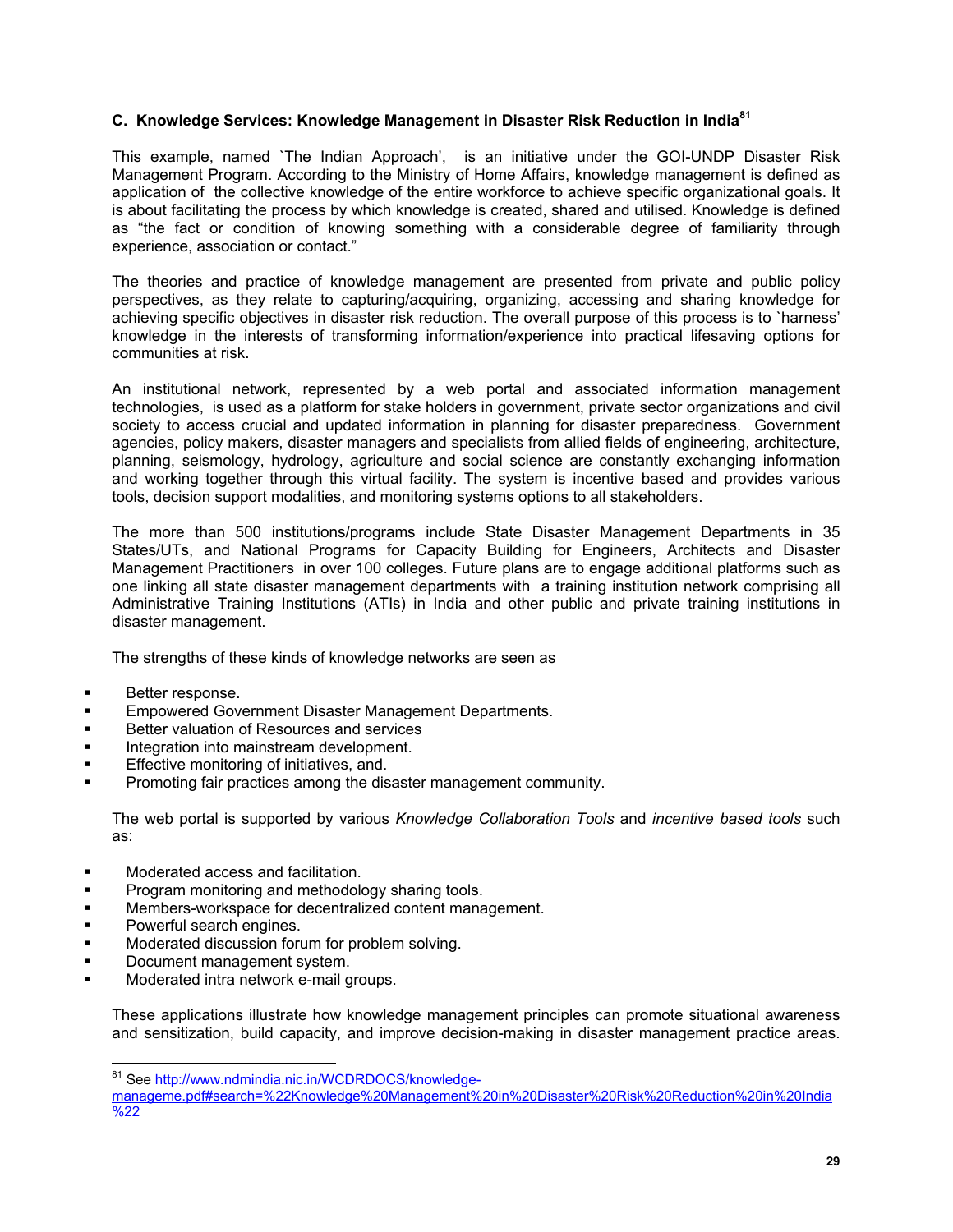### C. Knowledge Services: Knowledge Management in Disaster Risk Reduction in India[81]

This example, named `The Indian Approach', is an initiative under the GOI-UNDP Disaster Risk Management Program. According to the Ministry of Home Affairs, knowledge management is defined as application of the collective knowledge of the entire workforce to achieve specific organizational goals. It is about facilitating the process by which knowledge is created, shared and utilised. Knowledge is defined as "the fact or condition of knowing something with a considerable degree of familiarity through experience, association or contact."

The theories and practice of knowledge management are presented from private and public policy perspectives, as they relate to capturing/acquiring, organizing, accessing and sharing knowledge for achieving specific objectives in disaster risk reduction. The overall purpose of this process is to `harness' knowledge in the interests of transforming information/experience into practical lifesaving options for communities at risk.

An institutional network, represented by a web portal and associated information management technologies, is used as a platform for stake holders in government, private sector organizations and civil society to access crucial and updated information in planning for disaster preparedness. Government agencies, policy makers, disaster managers and specialists from allied fields of engineering, architecture, planning, seismology, hydrology, agriculture and social science are constantly exchanging information and working together through this virtual facility. The system is incentive based and provides various tools, decision support modalities, and monitoring systems options to all stakeholders.

The more than 500 institutions/programs include State Disaster Management Departments in 35 States/UTs, and National Programs for Capacity Building for Engineers, Architects and Disaster Management Practitioners in over 100 colleges. Future plans are to engage additional platforms such as one linking all state disaster management departments with a training institution network comprising all Administrative Training Institutions (ATIs) in India and other public and private training institutions in disaster management.

The strengths of these kinds of knowledge networks are seen as

- Better response.
- Empowered Government Disaster Management Departments.
- Better valuation of Resources and services
- Integration into mainstream development.
- Effective monitoring of initiatives, and.
- Promoting fair practices among the disaster management community.

The web portal is supported by various *Knowledge Collaboration Tools* and *incentive based tools* such as:

- Moderated access and facilitation.
- Program monitoring and methodology sharing tools.
- Members-workspace for decentralized content management.
- Powerful search engines.
- Moderated discussion forum for problem solving.
- Document management system.
- Moderated intra network e-mail groups.

These applications illustrate how knowledge management principles can promote situational awareness and sensitization, build capacity, and improve decision-making in disaster management practice areas.

---

[81] See http://www.ndmindia.nic.in/WCDRDOCS/knowledge-manageme.pdf#search=%22Knowledge%20Management%20in%20Disaster%20Risk%20Reduction%20in%20India%22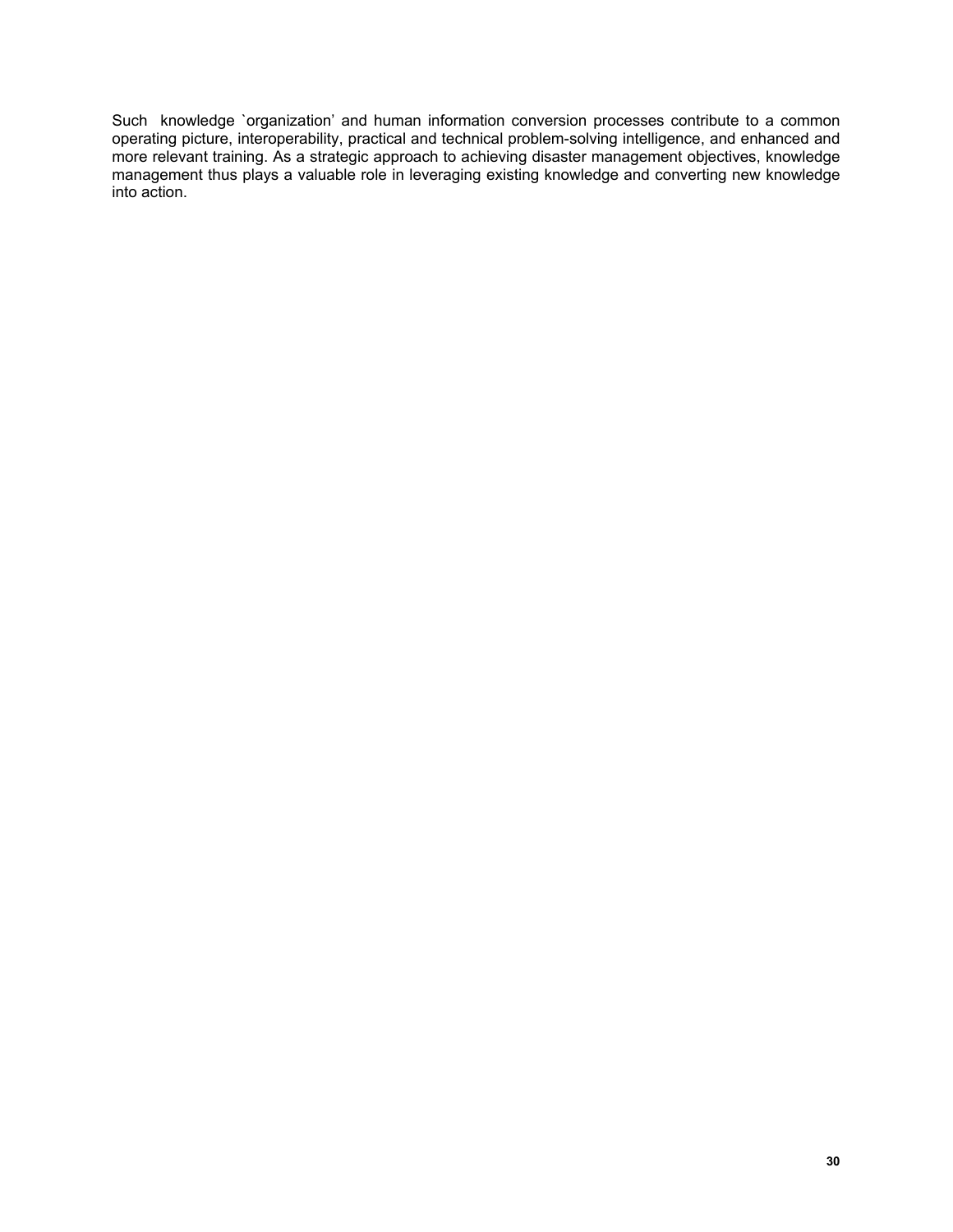Such knowledge `organization' and human information conversion processes contribute to a common operating picture, interoperability, practical and technical problem-solving intelligence, and enhanced and more relevant training. As a strategic approach to achieving disaster management objectives, knowledge management thus plays a valuable role in leveraging existing knowledge and converting new knowledge into action.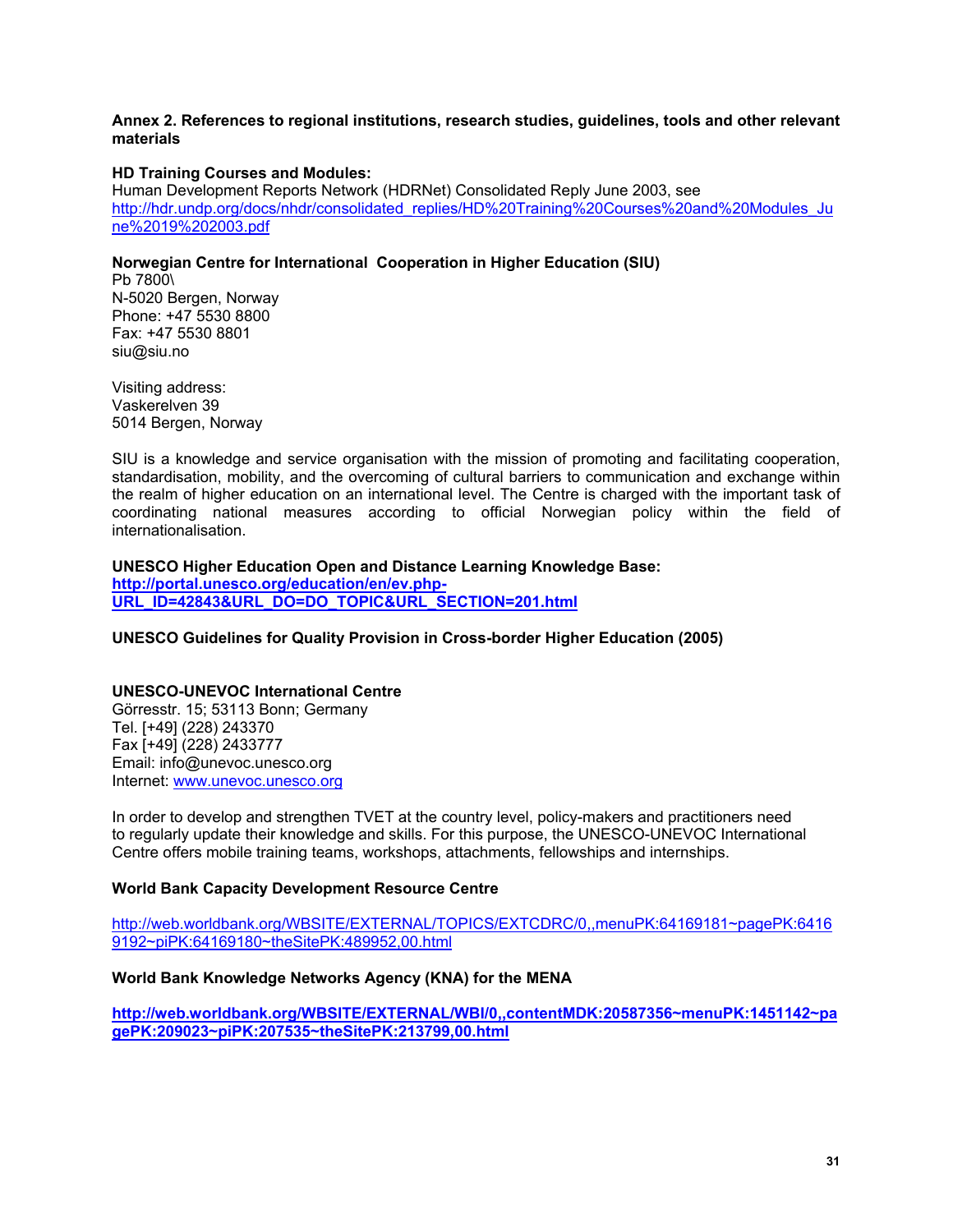**Annex 2. References to regional institutions, research studies, guidelines, tools and other relevant materials**

**HD Training Courses and Modules:**
Human Development Reports Network (HDRNet) Consolidated Reply June 2003, see http://hdr.undp.org/docs/nhdr/consolidated_replies/HD%20Training%20Courses%20and%20Modules_June%2019%202003.pdf

**Norwegian Centre for International Cooperation in Higher Education (SIU)**
Pb 7800\
N-5020 Bergen, Norway
Phone: +47 5530 8800
Fax: +47 5530 8801
siu@siu.no

Visiting address:
Vaskerelven 39
5014 Bergen, Norway

SIU is a knowledge and service organisation with the mission of promoting and facilitating cooperation, standardisation, mobility, and the overcoming of cultural barriers to communication and exchange within the realm of higher education on an international level. The Centre is charged with the important task of coordinating national measures according to official Norwegian policy within the field of internationalisation.

**UNESCO Higher Education Open and Distance Learning Knowledge Base:**
**http://portal.unesco.org/education/en/ev.php-URL_ID=42843&URL_DO=DO_TOPIC&URL_SECTION=201.html**

**UNESCO Guidelines for Quality Provision in Cross-border Higher Education (2005)**

**UNESCO-UNEVOC International Centre**
Görresstr. 15; 53113 Bonn; Germany
Tel. [+49] (228) 243370
Fax [+49] (228) 2433777
Email: info@unevoc.unesco.org
Internet: www.unevoc.unesco.org

In order to develop and strengthen TVET at the country level, policy-makers and practitioners need to regularly update their knowledge and skills. For this purpose, the UNESCO-UNEVOC International Centre offers mobile training teams, workshops, attachments, fellowships and internships.

**World Bank Capacity Development Resource Centre**

http://web.worldbank.org/WBSITE/EXTERNAL/TOPICS/EXTCDRC/0,,menuPK:64169181~pagePK:64169192~piPK:64169180~theSitePK:489952,00.html

**World Bank Knowledge Networks Agency (KNA) for the MENA**

**http://web.worldbank.org/WBSITE/EXTERNAL/WBI/0,,contentMDK:20587356~menuPK:1451142~pagePK:209023~piPK:207535~theSitePK:213799,00.html**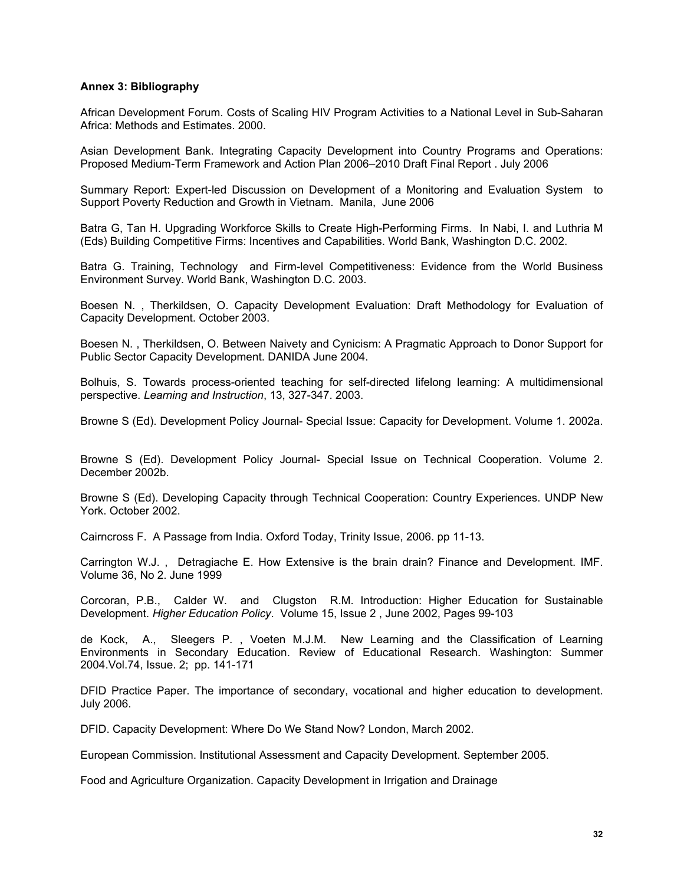**Annex 3: Bibliography**

African Development Forum. Costs of Scaling HIV Program Activities to a National Level in Sub-Saharan Africa: Methods and Estimates. 2000.

Asian Development Bank. Integrating Capacity Development into Country Programs and Operations: Proposed Medium-Term Framework and Action Plan 2006–2010 Draft Final Report . July 2006

Summary Report: Expert-led Discussion on Development of a Monitoring and Evaluation System to Support Poverty Reduction and Growth in Vietnam. Manila, June 2006

Batra G, Tan H. Upgrading Workforce Skills to Create High-Performing Firms. In Nabi, I. and Luthria M (Eds) Building Competitive Firms: Incentives and Capabilities. World Bank, Washington D.C. 2002.

Batra G. Training, Technology and Firm-level Competitiveness: Evidence from the World Business Environment Survey. World Bank, Washington D.C. 2003.

Boesen N. , Therkildsen, O. Capacity Development Evaluation: Draft Methodology for Evaluation of Capacity Development. October 2003.

Boesen N. , Therkildsen, O. Between Naivety and Cynicism: A Pragmatic Approach to Donor Support for Public Sector Capacity Development. DANIDA June 2004.

Bolhuis, S. Towards process-oriented teaching for self-directed lifelong learning: A multidimensional perspective. *Learning and Instruction*, 13, 327-347. 2003.

Browne S (Ed). Development Policy Journal- Special Issue: Capacity for Development. Volume 1. 2002a.

Browne S (Ed). Development Policy Journal- Special Issue on Technical Cooperation. Volume 2. December 2002b.

Browne S (Ed). Developing Capacity through Technical Cooperation: Country Experiences. UNDP New York. October 2002.

Cairncross F. A Passage from India. Oxford Today, Trinity Issue, 2006. pp 11-13.

Carrington W.J. , Detragiache E. How Extensive is the brain drain? Finance and Development. IMF. Volume 36, No 2. June 1999

Corcoran, P.B., Calder W. and Clugston R.M. Introduction: Higher Education for Sustainable Development. *Higher Education Policy*. Volume 15, Issue 2 , June 2002, Pages 99-103

de Kock, A., Sleegers P. , Voeten M.J.M. New Learning and the Classification of Learning Environments in Secondary Education. Review of Educational Research. Washington: Summer 2004.Vol.74, Issue. 2; pp. 141-171

DFID Practice Paper. The importance of secondary, vocational and higher education to development. July 2006.

DFID. Capacity Development: Where Do We Stand Now? London, March 2002.

European Commission. Institutional Assessment and Capacity Development. September 2005.

Food and Agriculture Organization. Capacity Development in Irrigation and Drainage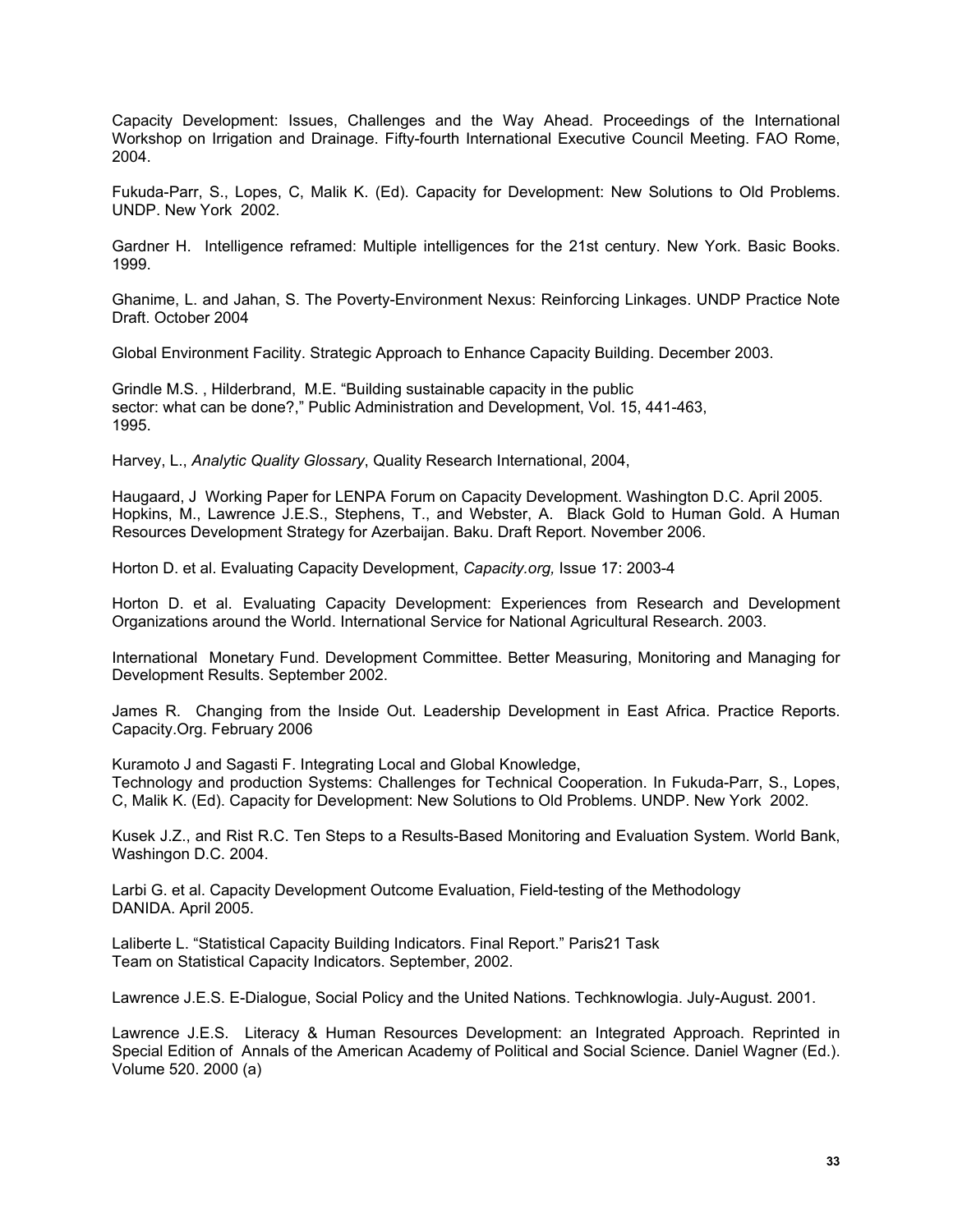Capacity Development: Issues, Challenges and the Way Ahead. Proceedings of the International Workshop on Irrigation and Drainage. Fifty-fourth International Executive Council Meeting. FAO Rome, 2004.

Fukuda-Parr, S., Lopes, C, Malik K. (Ed). Capacity for Development: New Solutions to Old Problems. UNDP. New York 2002.

Gardner H. Intelligence reframed: Multiple intelligences for the 21st century. New York. Basic Books. 1999.

Ghanime, L. and Jahan, S. The Poverty-Environment Nexus: Reinforcing Linkages. UNDP Practice Note Draft. October 2004

Global Environment Facility. Strategic Approach to Enhance Capacity Building. December 2003.

Grindle M.S. , Hilderbrand, M.E. "Building sustainable capacity in the public sector: what can be done?," Public Administration and Development, Vol. 15, 441-463, 1995.

Harvey, L., *Analytic Quality Glossary*, Quality Research International, 2004,

Haugaard, J Working Paper for LENPA Forum on Capacity Development. Washington D.C. April 2005.
Hopkins, M., Lawrence J.E.S., Stephens, T., and Webster, A. Black Gold to Human Gold. A Human Resources Development Strategy for Azerbaijan. Baku. Draft Report. November 2006.

Horton D. et al. Evaluating Capacity Development, *Capacity.org,* Issue 17: 2003-4

Horton D. et al. Evaluating Capacity Development: Experiences from Research and Development Organizations around the World. International Service for National Agricultural Research. 2003.

International Monetary Fund. Development Committee. Better Measuring, Monitoring and Managing for Development Results. September 2002.

James R. Changing from the Inside Out. Leadership Development in East Africa. Practice Reports. Capacity.Org. February 2006

Kuramoto J and Sagasti F. Integrating Local and Global Knowledge,
Technology and production Systems: Challenges for Technical Cooperation. In Fukuda-Parr, S., Lopes, C, Malik K. (Ed). Capacity for Development: New Solutions to Old Problems. UNDP. New York 2002.

Kusek J.Z., and Rist R.C. Ten Steps to a Results-Based Monitoring and Evaluation System. World Bank, Washingon D.C. 2004.

Larbi G. et al. Capacity Development Outcome Evaluation, Field-testing of the Methodology
DANIDA. April 2005.

Laliberte L. "Statistical Capacity Building Indicators. Final Report." Paris21 Task
Team on Statistical Capacity Indicators. September, 2002.

Lawrence J.E.S. E-Dialogue, Social Policy and the United Nations. Techknowlogia. July-August. 2001.

Lawrence J.E.S. Literacy & Human Resources Development: an Integrated Approach. Reprinted in Special Edition of Annals of the American Academy of Political and Social Science. Daniel Wagner (Ed.). Volume 520. 2000 (a)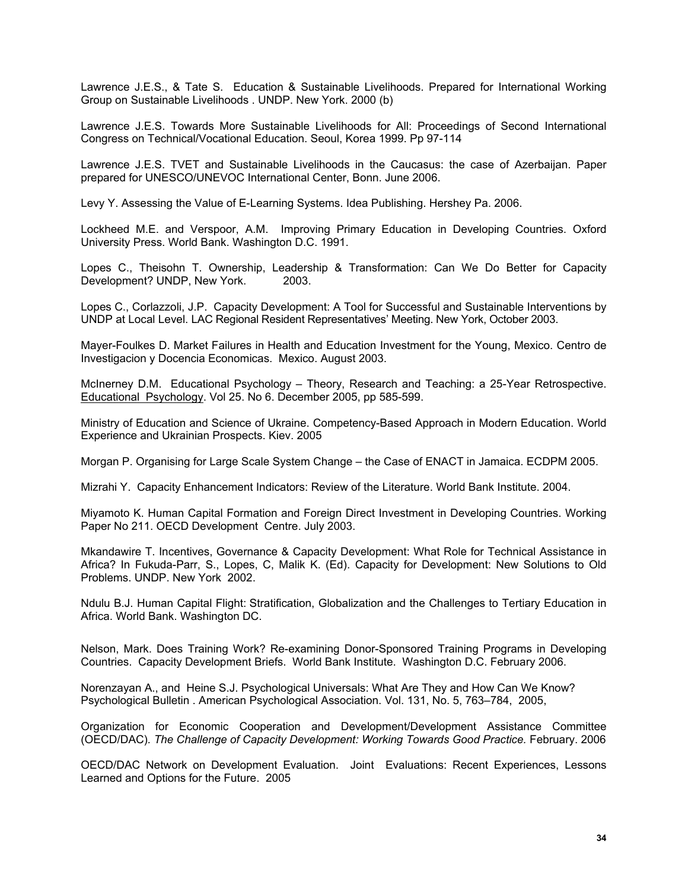Lawrence J.E.S., & Tate S. Education & Sustainable Livelihoods. Prepared for International Working Group on Sustainable Livelihoods . UNDP. New York. 2000 (b)

Lawrence J.E.S. Towards More Sustainable Livelihoods for All: Proceedings of Second International Congress on Technical/Vocational Education. Seoul, Korea 1999. Pp 97-114

Lawrence J.E.S. TVET and Sustainable Livelihoods in the Caucasus: the case of Azerbaijan. Paper prepared for UNESCO/UNEVOC International Center, Bonn. June 2006.

Levy Y. Assessing the Value of E-Learning Systems. Idea Publishing. Hershey Pa. 2006.

Lockheed M.E. and Verspoor, A.M. Improving Primary Education in Developing Countries. Oxford University Press. World Bank. Washington D.C. 1991.

Lopes C., Theisohn T. Ownership, Leadership & Transformation: Can We Do Better for Capacity Development? UNDP, New York. 2003.

Lopes C., Corlazzoli, J.P. Capacity Development: A Tool for Successful and Sustainable Interventions by UNDP at Local Level. LAC Regional Resident Representatives' Meeting. New York, October 2003.

Mayer-Foulkes D. Market Failures in Health and Education Investment for the Young, Mexico. Centro de Investigacion y Docencia Economicas. Mexico. August 2003.

McInerney D.M. Educational Psychology – Theory, Research and Teaching: a 25-Year Retrospective. Educational Psychology. Vol 25. No 6. December 2005, pp 585-599.

Ministry of Education and Science of Ukraine. Competency-Based Approach in Modern Education. World Experience and Ukrainian Prospects. Kiev. 2005

Morgan P. Organising for Large Scale System Change – the Case of ENACT in Jamaica. ECDPM 2005.

Mizrahi Y. Capacity Enhancement Indicators: Review of the Literature. World Bank Institute. 2004.

Miyamoto K. Human Capital Formation and Foreign Direct Investment in Developing Countries. Working Paper No 211. OECD Development Centre. July 2003.

Mkandawire T. Incentives, Governance & Capacity Development: What Role for Technical Assistance in Africa? In Fukuda-Parr, S., Lopes, C, Malik K. (Ed). Capacity for Development: New Solutions to Old Problems. UNDP. New York 2002.

Ndulu B.J. Human Capital Flight: Stratification, Globalization and the Challenges to Tertiary Education in Africa. World Bank. Washington DC.

Nelson, Mark. Does Training Work? Re-examining Donor-Sponsored Training Programs in Developing Countries. Capacity Development Briefs. World Bank Institute. Washington D.C. February 2006.

Norenzayan A., and Heine S.J. Psychological Universals: What Are They and How Can We Know? Psychological Bulletin . American Psychological Association. Vol. 131, No. 5, 763–784, 2005,

Organization for Economic Cooperation and Development/Development Assistance Committee (OECD/DAC). *The Challenge of Capacity Development: Working Towards Good Practice.* February. 2006

OECD/DAC Network on Development Evaluation. Joint Evaluations: Recent Experiences, Lessons Learned and Options for the Future. 2005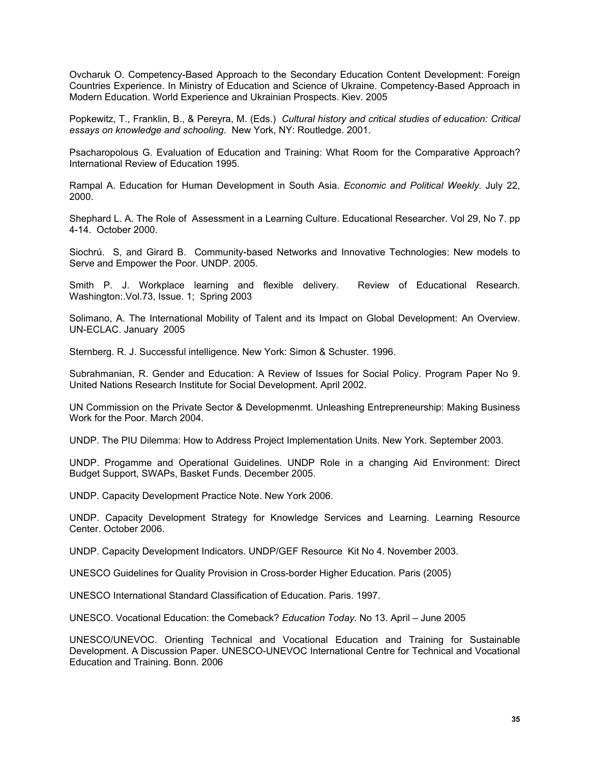Ovcharuk O. Competency-Based Approach to the Secondary Education Content Development: Foreign Countries Experience. In Ministry of Education and Science of Ukraine. Competency-Based Approach in Modern Education. World Experience and Ukrainian Prospects. Kiev. 2005

Popkewitz, T., Franklin, B., & Pereyra, M. (Eds.) *Cultural history and critical studies of education: Critical essays on knowledge and schooling*. New York, NY: Routledge. 2001.

Psacharopolous G. Evaluation of Education and Training: What Room for the Comparative Approach? International Review of Education 1995.

Rampal A. Education for Human Development in South Asia. *Economic and Political Weekly.* July 22, 2000.

Shephard L. A. The Role of Assessment in a Learning Culture. Educational Researcher. Vol 29, No 7. pp 4-14. October 2000.

Siochrú. S, and Girard B. Community-based Networks and Innovative Technologies: New models to Serve and Empower the Poor. UNDP. 2005.

Smith P. J. Workplace learning and flexible delivery. Review of Educational Research. Washington:.Vol.73, Issue. 1; Spring 2003

Solimano, A. The International Mobility of Talent and its Impact on Global Development: An Overview. UN-ECLAC. January 2005

Sternberg. R. J. Successful intelligence. New York: Simon & Schuster. 1996.

Subrahmanian, R. Gender and Education: A Review of Issues for Social Policy. Program Paper No 9. United Nations Research Institute for Social Development. April 2002.

UN Commission on the Private Sector & Developmenmt. Unleashing Entrepreneurship: Making Business Work for the Poor. March 2004.

UNDP. The PIU Dilemma: How to Address Project Implementation Units. New York. September 2003.

UNDP. Progamme and Operational Guidelines. UNDP Role in a changing Aid Environment: Direct Budget Support, SWAPs, Basket Funds. December 2005.

UNDP. Capacity Development Practice Note. New York 2006.

UNDP. Capacity Development Strategy for Knowledge Services and Learning. Learning Resource Center. October 2006.

UNDP. Capacity Development Indicators. UNDP/GEF Resource Kit No 4. November 2003.

UNESCO Guidelines for Quality Provision in Cross-border Higher Education. Paris (2005)

UNESCO International Standard Classification of Education. Paris. 1997.

UNESCO. Vocational Education: the Comeback? *Education Today*. No 13. April – June 2005

UNESCO/UNEVOC. Orienting Technical and Vocational Education and Training for Sustainable Development. A Discussion Paper. UNESCO-UNEVOC International Centre for Technical and Vocational Education and Training. Bonn. 2006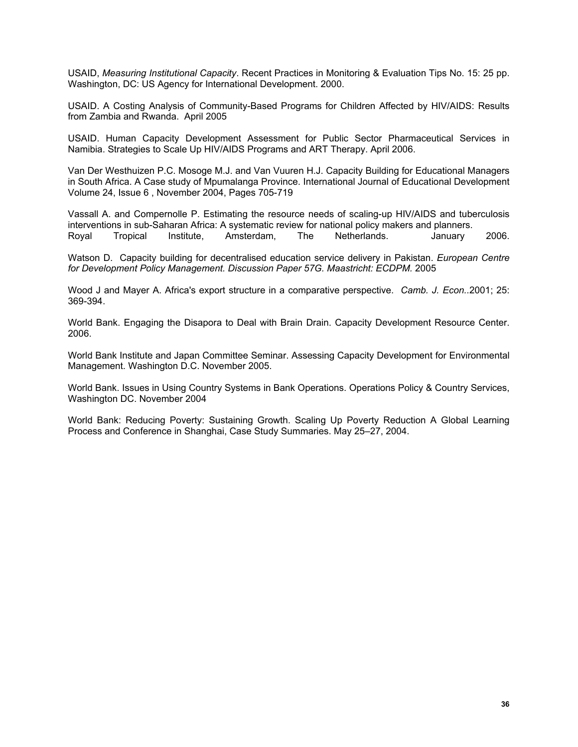USAID, *Measuring Institutional Capacity*. Recent Practices in Monitoring & Evaluation Tips No. 15: 25 pp. Washington, DC: US Agency for International Development. 2000.

USAID. A Costing Analysis of Community-Based Programs for Children Affected by HIV/AIDS: Results from Zambia and Rwanda. April 2005

USAID. Human Capacity Development Assessment for Public Sector Pharmaceutical Services in Namibia. Strategies to Scale Up HIV/AIDS Programs and ART Therapy. April 2006.

Van Der Westhuizen P.C. Mosoge M.J. and Van Vuuren H.J. Capacity Building for Educational Managers in South Africa. A Case study of Mpumalanga Province. International Journal of Educational Development Volume 24, Issue 6 , November 2004, Pages 705-719

Vassall A. and Compernolle P. Estimating the resource needs of scaling-up HIV/AIDS and tuberculosis interventions in sub-Saharan Africa: A systematic review for national policy makers and planners. Royal Tropical Institute, Amsterdam, The Netherlands. January 2006.

Watson D. Capacity building for decentralised education service delivery in Pakistan. *European Centre for Development Policy Management. Discussion Paper 57G. Maastricht: ECDPM.* 2005

Wood J and Mayer A. Africa's export structure in a comparative perspective. *Camb. J. Econ.*.2001; 25: 369-394.

World Bank. Engaging the Disapora to Deal with Brain Drain. Capacity Development Resource Center. 2006.

World Bank Institute and Japan Committee Seminar. Assessing Capacity Development for Environmental Management. Washington D.C. November 2005.

World Bank. Issues in Using Country Systems in Bank Operations. Operations Policy & Country Services, Washington DC. November 2004

World Bank: Reducing Poverty: Sustaining Growth. Scaling Up Poverty Reduction A Global Learning Process and Conference in Shanghai, Case Study Summaries. May 25–27, 2004.